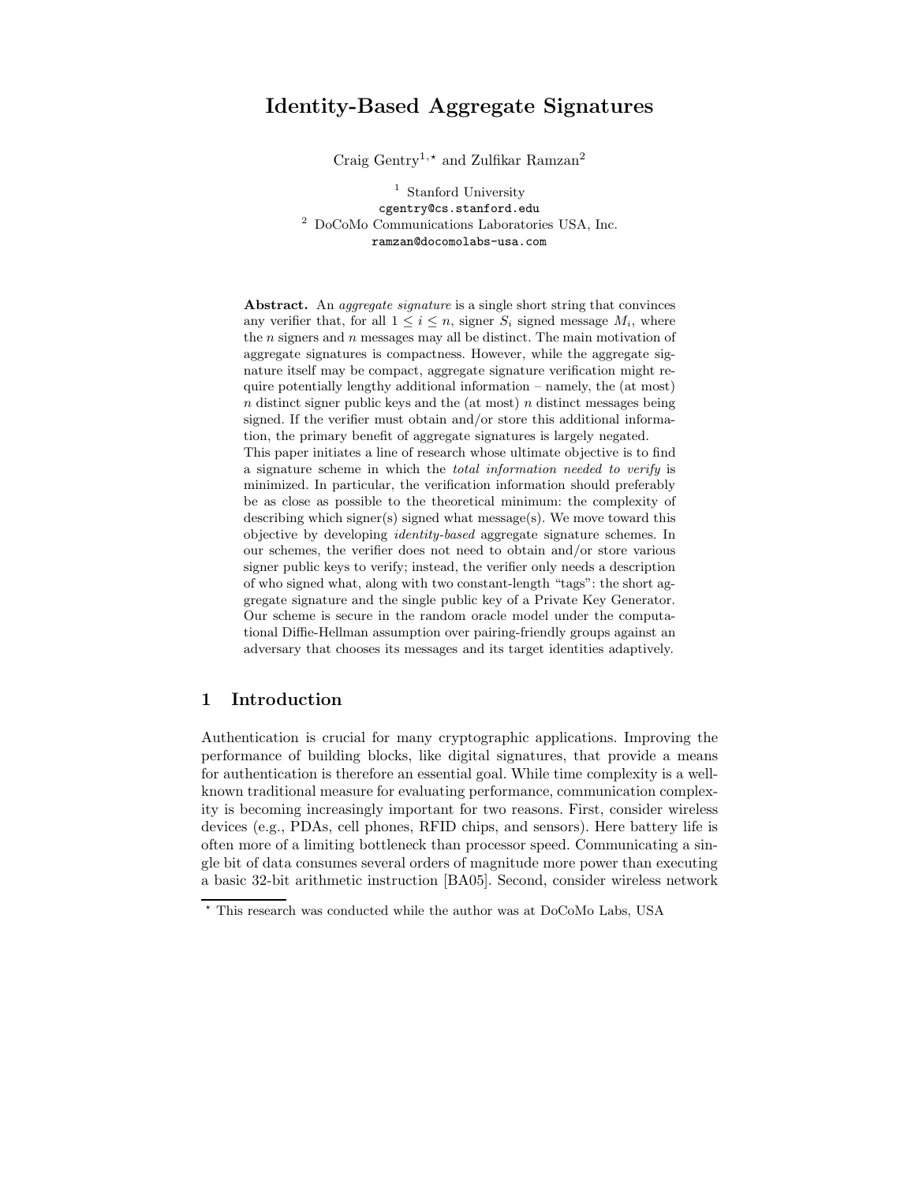# Identity-Based Aggregate Signatures

Craig Gentry[1,⋆] and Zulfikar Ramzan[2]

[1] Stanford University
cgentry@cs.stanford.edu
[2] DoCoMo Communications Laboratories USA, Inc.
ramzan@docomolabs-usa.com

**Abstract.** An *aggregate signature* is a single short string that convinces any verifier that, for all $1 \leq i \leq n$, signer $S_i$ signed message $M_i$, where the $n$ signers and $n$ messages may all be distinct. The main motivation of aggregate signatures is compactness. However, while the aggregate signature itself may be compact, aggregate signature verification might require potentially lengthy additional information – namely, the (at most) $n$ distinct signer public keys and the (at most) $n$ distinct messages being signed. If the verifier must obtain and/or store this additional information, the primary benefit of aggregate signatures is largely negated.
This paper initiates a line of research whose ultimate objective is to find a signature scheme in which the *total information needed to verify* is minimized. In particular, the verification information should preferably be as close as possible to the theoretical minimum: the complexity of describing which signer(s) signed what message(s). We move toward this objective by developing *identity-based* aggregate signature schemes. In our schemes, the verifier does not need to obtain and/or store various signer public keys to verify; instead, the verifier only needs a description of who signed what, along with two constant-length "tags": the short aggregate signature and the single public key of a Private Key Generator. Our scheme is secure in the random oracle model under the computational Diffie-Hellman assumption over pairing-friendly groups against an adversary that chooses its messages and its target identities adaptively.

## 1 Introduction

Authentication is crucial for many cryptographic applications. Improving the performance of building blocks, like digital signatures, that provide a means for authentication is therefore an essential goal. While time complexity is a well-known traditional measure for evaluating performance, communication complexity is becoming increasingly important for two reasons. First, consider wireless devices (e.g., PDAs, cell phones, RFID chips, and sensors). Here battery life is often more of a limiting bottleneck than processor speed. Communicating a single bit of data consumes several orders of magnitude more power than executing a basic 32-bit arithmetic instruction [BA05]. Second, consider wireless network

⋆ This research was conducted while the author was at DoCoMo Labs, USA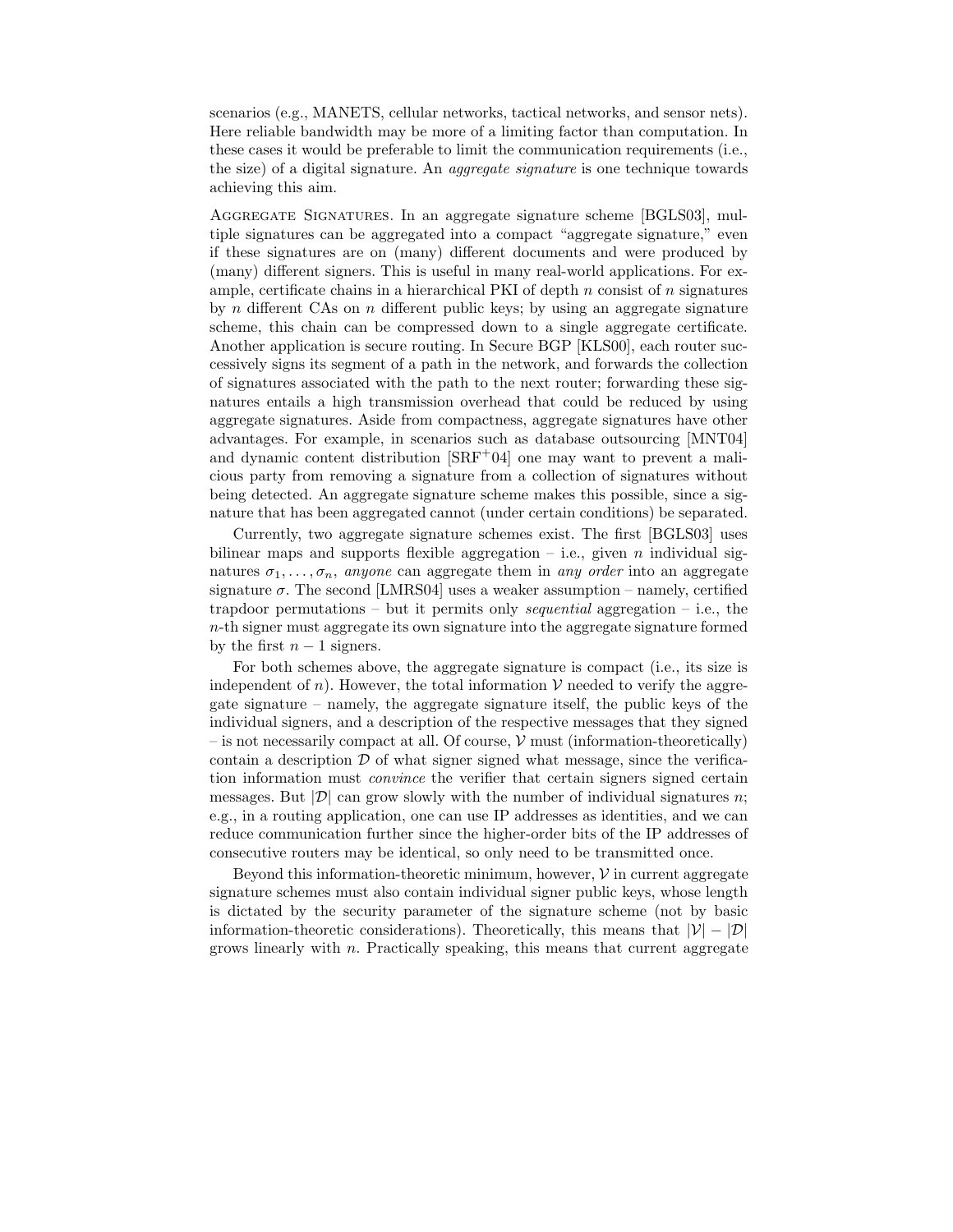scenarios (e.g., MANETS, cellular networks, tactical networks, and sensor nets). Here reliable bandwidth may be more of a limiting factor than computation. In these cases it would be preferable to limit the communication requirements (i.e., the size) of a digital signature. An *aggregate signature* is one technique towards achieving this aim.

Aggregate Signatures. In an aggregate signature scheme [BGLS03], multiple signatures can be aggregated into a compact "aggregate signature," even if these signatures are on (many) different documents and were produced by (many) different signers. This is useful in many real-world applications. For example, certificate chains in a hierarchical PKI of depth $n$ consist of $n$ signatures by $n$ different CAs on $n$ different public keys; by using an aggregate signature scheme, this chain can be compressed down to a single aggregate certificate. Another application is secure routing. In Secure BGP [KLS00], each router successively signs its segment of a path in the network, and forwards the collection of signatures associated with the path to the next router; forwarding these signatures entails a high transmission overhead that could be reduced by using aggregate signatures. Aside from compactness, aggregate signatures have other advantages. For example, in scenarios such as database outsourcing [MNT04] and dynamic content distribution [SRF$^+$04] one may want to prevent a malicious party from removing a signature from a collection of signatures without being detected. An aggregate signature scheme makes this possible, since a signature that has been aggregated cannot (under certain conditions) be separated.

Currently, two aggregate signature schemes exist. The first [BGLS03] uses bilinear maps and supports flexible aggregation – i.e., given $n$ individual signatures $\sigma_1, \ldots, \sigma_n$, *anyone* can aggregate them in *any order* into an aggregate signature $\sigma$. The second [LMRS04] uses a weaker assumption – namely, certified trapdoor permutations – but it permits only *sequential* aggregation – i.e., the $n$-th signer must aggregate its own signature into the aggregate signature formed by the first $n-1$ signers.

For both schemes above, the aggregate signature is compact (i.e., its size is independent of $n$). However, the total information $\mathcal{V}$ needed to verify the aggregate signature – namely, the aggregate signature itself, the public keys of the individual signers, and a description of the respective messages that they signed – is not necessarily compact at all. Of course, $\mathcal{V}$ must (information-theoretically) contain a description $\mathcal{D}$ of what signer signed what message, since the verification information must *convince* the verifier that certain signers signed certain messages. But $|\mathcal{D}|$ can grow slowly with the number of individual signatures $n$; e.g., in a routing application, one can use IP addresses as identities, and we can reduce communication further since the higher-order bits of the IP addresses of consecutive routers may be identical, so only need to be transmitted once.

Beyond this information-theoretic minimum, however, $\mathcal{V}$ in current aggregate signature schemes must also contain individual signer public keys, whose length is dictated by the security parameter of the signature scheme (not by basic information-theoretic considerations). Theoretically, this means that $|\mathcal{V}| - |\mathcal{D}|$ grows linearly with $n$. Practically speaking, this means that current aggregate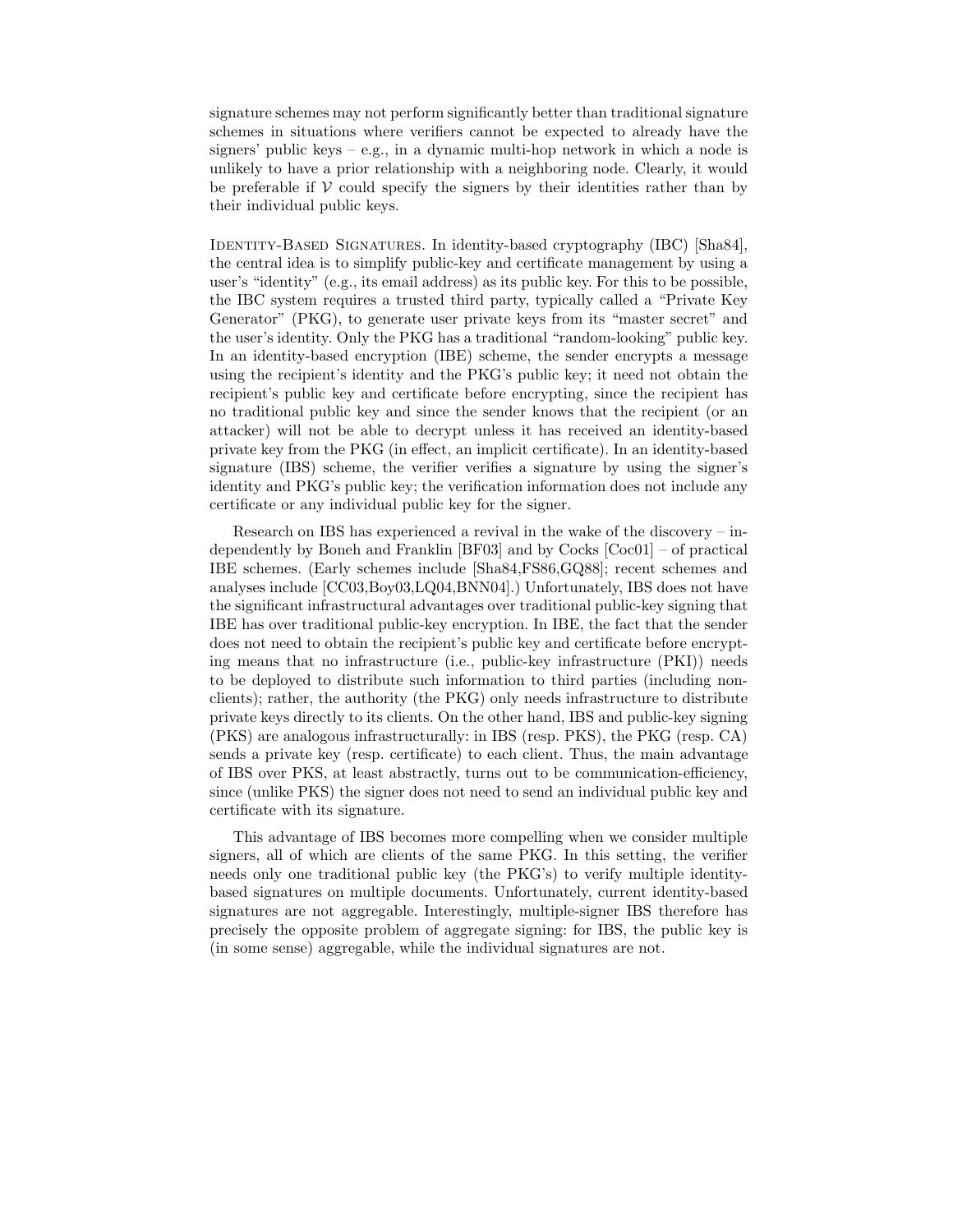signature schemes may not perform significantly better than traditional signature schemes in situations where verifiers cannot be expected to already have the signers' public keys – e.g., in a dynamic multi-hop network in which a node is unlikely to have a prior relationship with a neighboring node. Clearly, it would be preferable if $\mathcal{V}$ could specify the signers by their identities rather than by their individual public keys.

Identity-Based Signatures. In identity-based cryptography (IBC) [Sha84], the central idea is to simplify public-key and certificate management by using a user's "identity" (e.g., its email address) as its public key. For this to be possible, the IBC system requires a trusted third party, typically called a "Private Key Generator" (PKG), to generate user private keys from its "master secret" and the user's identity. Only the PKG has a traditional "random-looking" public key. In an identity-based encryption (IBE) scheme, the sender encrypts a message using the recipient's identity and the PKG's public key; it need not obtain the recipient's public key and certificate before encrypting, since the recipient has no traditional public key and since the sender knows that the recipient (or an attacker) will not be able to decrypt unless it has received an identity-based private key from the PKG (in effect, an implicit certificate). In an identity-based signature (IBS) scheme, the verifier verifies a signature by using the signer's identity and PKG's public key; the verification information does not include any certificate or any individual public key for the signer.

Research on IBS has experienced a revival in the wake of the discovery – independently by Boneh and Franklin [BF03] and by Cocks [Coc01] – of practical IBE schemes. (Early schemes include [Sha84,FS86,GQ88]; recent schemes and analyses include [CC03,Boy03,LQ04,BNN04].) Unfortunately, IBS does not have the significant infrastructural advantages over traditional public-key signing that IBE has over traditional public-key encryption. In IBE, the fact that the sender does not need to obtain the recipient's public key and certificate before encrypting means that no infrastructure (i.e., public-key infrastructure (PKI)) needs to be deployed to distribute such information to third parties (including non-clients); rather, the authority (the PKG) only needs infrastructure to distribute private keys directly to its clients. On the other hand, IBS and public-key signing (PKS) are analogous infrastructurally: in IBS (resp. PKS), the PKG (resp. CA) sends a private key (resp. certificate) to each client. Thus, the main advantage of IBS over PKS, at least abstractly, turns out to be communication-efficiency, since (unlike PKS) the signer does not need to send an individual public key and certificate with its signature.

This advantage of IBS becomes more compelling when we consider multiple signers, all of which are clients of the same PKG. In this setting, the verifier needs only one traditional public key (the PKG's) to verify multiple identity-based signatures on multiple documents. Unfortunately, current identity-based signatures are not aggregable. Interestingly, multiple-signer IBS therefore has precisely the opposite problem of aggregate signing: for IBS, the public key is (in some sense) aggregable, while the individual signatures are not.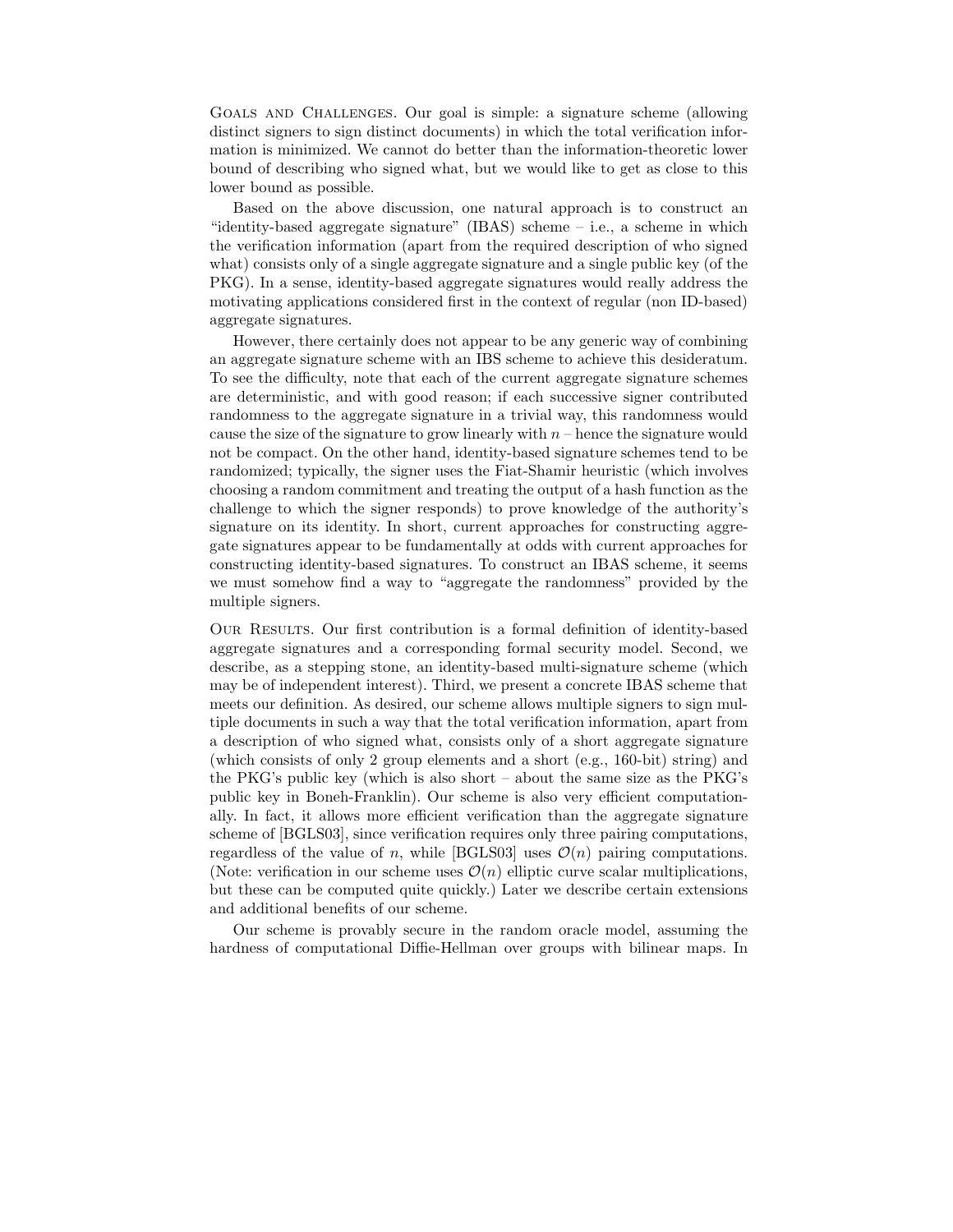**Goals and Challenges.** Our goal is simple: a signature scheme (allowing distinct signers to sign distinct documents) in which the total verification information is minimized. We cannot do better than the information-theoretic lower bound of describing who signed what, but we would like to get as close to this lower bound as possible.

Based on the above discussion, one natural approach is to construct an "identity-based aggregate signature" (IBAS) scheme – i.e., a scheme in which the verification information (apart from the required description of who signed what) consists only of a single aggregate signature and a single public key (of the PKG). In a sense, identity-based aggregate signatures would really address the motivating applications considered first in the context of regular (non ID-based) aggregate signatures.

However, there certainly does not appear to be any generic way of combining an aggregate signature scheme with an IBS scheme to achieve this desideratum. To see the difficulty, note that each of the current aggregate signature schemes are deterministic, and with good reason; if each successive signer contributed randomness to the aggregate signature in a trivial way, this randomness would cause the size of the signature to grow linearly with $n$ – hence the signature would not be compact. On the other hand, identity-based signature schemes tend to be randomized; typically, the signer uses the Fiat-Shamir heuristic (which involves choosing a random commitment and treating the output of a hash function as the challenge to which the signer responds) to prove knowledge of the authority's signature on its identity. In short, current approaches for constructing aggregate signatures appear to be fundamentally at odds with current approaches for constructing identity-based signatures. To construct an IBAS scheme, it seems we must somehow find a way to "aggregate the randomness" provided by the multiple signers.

**Our Results.** Our first contribution is a formal definition of identity-based aggregate signatures and a corresponding formal security model. Second, we describe, as a stepping stone, an identity-based multi-signature scheme (which may be of independent interest). Third, we present a concrete IBAS scheme that meets our definition. As desired, our scheme allows multiple signers to sign multiple documents in such a way that the total verification information, apart from a description of who signed what, consists only of a short aggregate signature (which consists of only 2 group elements and a short (e.g., 160-bit) string) and the PKG's public key (which is also short – about the same size as the PKG's public key in Boneh-Franklin). Our scheme is also very efficient computationally. In fact, it allows more efficient verification than the aggregate signature scheme of [BGLS03], since verification requires only three pairing computations, regardless of the value of $n$, while [BGLS03] uses $\mathcal{O}(n)$ pairing computations. (Note: verification in our scheme uses $\mathcal{O}(n)$ elliptic curve scalar multiplications, but these can be computed quite quickly.) Later we describe certain extensions and additional benefits of our scheme.

Our scheme is provably secure in the random oracle model, assuming the hardness of computational Diffie-Hellman over groups with bilinear maps. In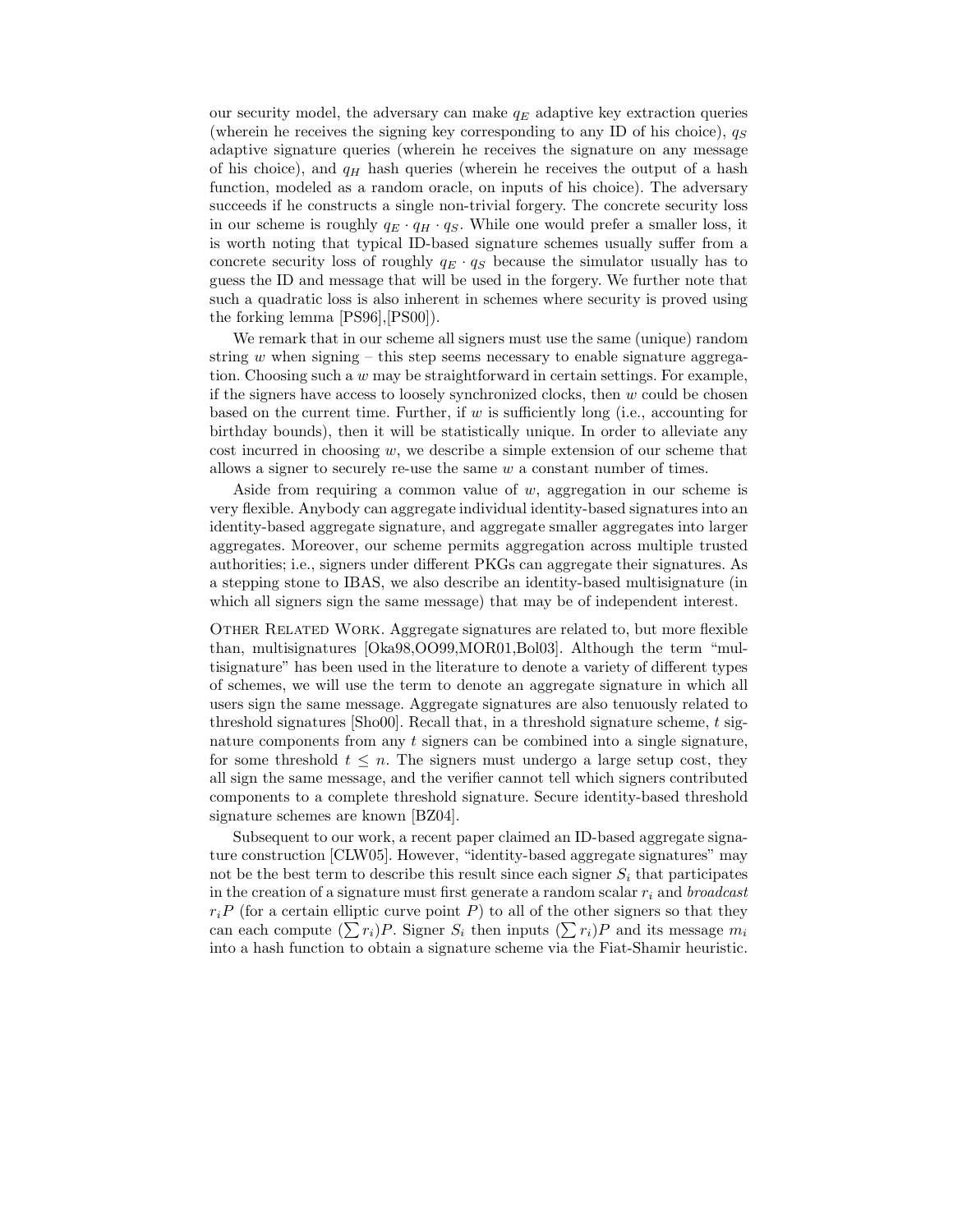our security model, the adversary can make $q_E$ adaptive key extraction queries (wherein he receives the signing key corresponding to any ID of his choice), $q_S$ adaptive signature queries (wherein he receives the signature on any message of his choice), and $q_H$ hash queries (wherein he receives the output of a hash function, modeled as a random oracle, on inputs of his choice). The adversary succeeds if he constructs a single non-trivial forgery. The concrete security loss in our scheme is roughly $q_E \cdot q_H \cdot q_S$. While one would prefer a smaller loss, it is worth noting that typical ID-based signature schemes usually suffer from a concrete security loss of roughly $q_E \cdot q_S$ because the simulator usually has to guess the ID and message that will be used in the forgery. We further note that such a quadratic loss is also inherent in schemes where security is proved using the forking lemma [PS96],[PS00]).

We remark that in our scheme all signers must use the same (unique) random string $w$ when signing – this step seems necessary to enable signature aggregation. Choosing such a $w$ may be straightforward in certain settings. For example, if the signers have access to loosely synchronized clocks, then $w$ could be chosen based on the current time. Further, if $w$ is sufficiently long (i.e., accounting for birthday bounds), then it will be statistically unique. In order to alleviate any cost incurred in choosing $w$, we describe a simple extension of our scheme that allows a signer to securely re-use the same $w$ a constant number of times.

Aside from requiring a common value of $w$, aggregation in our scheme is very flexible. Anybody can aggregate individual identity-based signatures into an identity-based aggregate signature, and aggregate smaller aggregates into larger aggregates. Moreover, our scheme permits aggregation across multiple trusted authorities; i.e., signers under different PKGs can aggregate their signatures. As a stepping stone to IBAS, we also describe an identity-based multisignature (in which all signers sign the same message) that may be of independent interest.

Other Related Work. Aggregate signatures are related to, but more flexible than, multisignatures [Oka98,OO99,MOR01,Bol03]. Although the term "multisignature" has been used in the literature to denote a variety of different types of schemes, we will use the term to denote an aggregate signature in which all users sign the same message. Aggregate signatures are also tenuously related to threshold signatures [Sho00]. Recall that, in a threshold signature scheme, $t$ signature components from any $t$ signers can be combined into a single signature, for some threshold $t \leq n$. The signers must undergo a large setup cost, they all sign the same message, and the verifier cannot tell which signers contributed components to a complete threshold signature. Secure identity-based threshold signature schemes are known [BZ04].

Subsequent to our work, a recent paper claimed an ID-based aggregate signature construction [CLW05]. However, "identity-based aggregate signatures" may not be the best term to describe this result since each signer $S_i$ that participates in the creation of a signature must first generate a random scalar $r_i$ and *broadcast* $r_iP$ (for a certain elliptic curve point $P$) to all of the other signers so that they can each compute $(\sum r_i)P$. Signer $S_i$ then inputs $(\sum r_i)P$ and its message $m_i$ into a hash function to obtain a signature scheme via the Fiat-Shamir heuristic.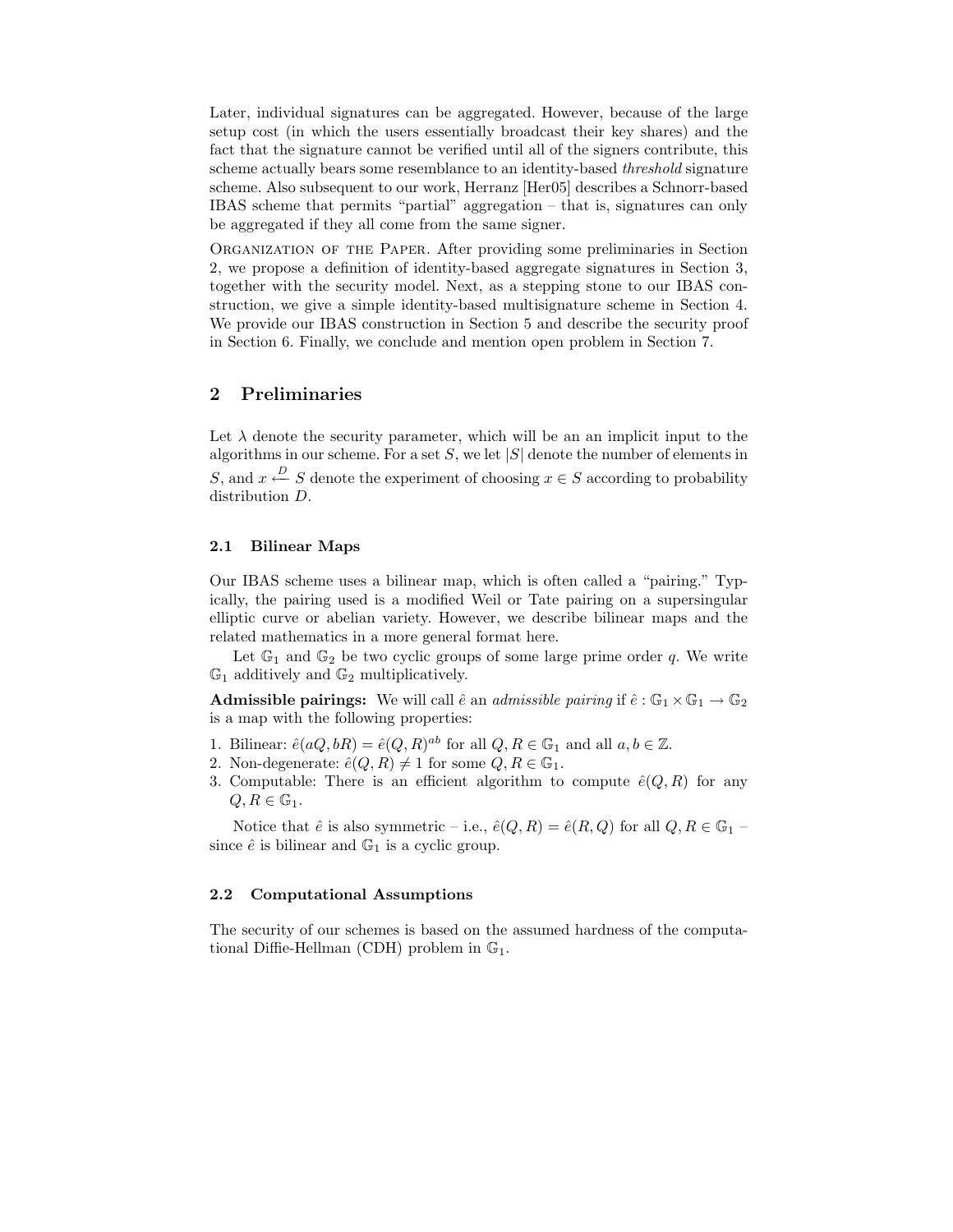Later, individual signatures can be aggregated. However, because of the large setup cost (in which the users essentially broadcast their key shares) and the fact that the signature cannot be verified until all of the signers contribute, this scheme actually bears some resemblance to an identity-based *threshold* signature scheme. Also subsequent to our work, Herranz [Her05] describes a Schnorr-based IBAS scheme that permits "partial" aggregation – that is, signatures can only be aggregated if they all come from the same signer.

Organization of the Paper. After providing some preliminaries in Section 2, we propose a definition of identity-based aggregate signatures in Section 3, together with the security model. Next, as a stepping stone to our IBAS construction, we give a simple identity-based multisignature scheme in Section 4. We provide our IBAS construction in Section 5 and describe the security proof in Section 6. Finally, we conclude and mention open problem in Section 7.

## 2 Preliminaries

Let $\lambda$ denote the security parameter, which will be an an implicit input to the algorithms in our scheme. For a set $S$, we let $|S|$ denote the number of elements in $S$, and $x \stackrel{D}{\leftarrow} S$ denote the experiment of choosing $x \in S$ according to probability distribution $D$.

### 2.1 Bilinear Maps

Our IBAS scheme uses a bilinear map, which is often called a "pairing." Typically, the pairing used is a modified Weil or Tate pairing on a supersingular elliptic curve or abelian variety. However, we describe bilinear maps and the related mathematics in a more general format here.

Let $\mathbb{G}_1$ and $\mathbb{G}_2$ be two cyclic groups of some large prime order $q$. We write $\mathbb{G}_1$ additively and $\mathbb{G}_2$ multiplicatively.

**Admissible pairings:** We will call $\hat{e}$ an *admissible pairing* if $\hat{e} : \mathbb{G}_1 \times \mathbb{G}_1 \to \mathbb{G}_2$ is a map with the following properties:

1. Bilinear: $\hat{e}(aQ, bR) = \hat{e}(Q, R)^{ab}$ for all $Q, R \in \mathbb{G}_1$ and all $a, b \in \mathbb{Z}$.
2. Non-degenerate: $\hat{e}(Q, R) \neq 1$ for some $Q, R \in \mathbb{G}_1$.
3. Computable: There is an efficient algorithm to compute $\hat{e}(Q, R)$ for any $Q, R \in \mathbb{G}_1$.

Notice that $\hat{e}$ is also symmetric – i.e., $\hat{e}(Q, R) = \hat{e}(R, Q)$ for all $Q, R \in \mathbb{G}_1$ – since $\hat{e}$ is bilinear and $\mathbb{G}_1$ is a cyclic group.

### 2.2 Computational Assumptions

The security of our schemes is based on the assumed hardness of the computational Diffie-Hellman (CDH) problem in $\mathbb{G}_1$.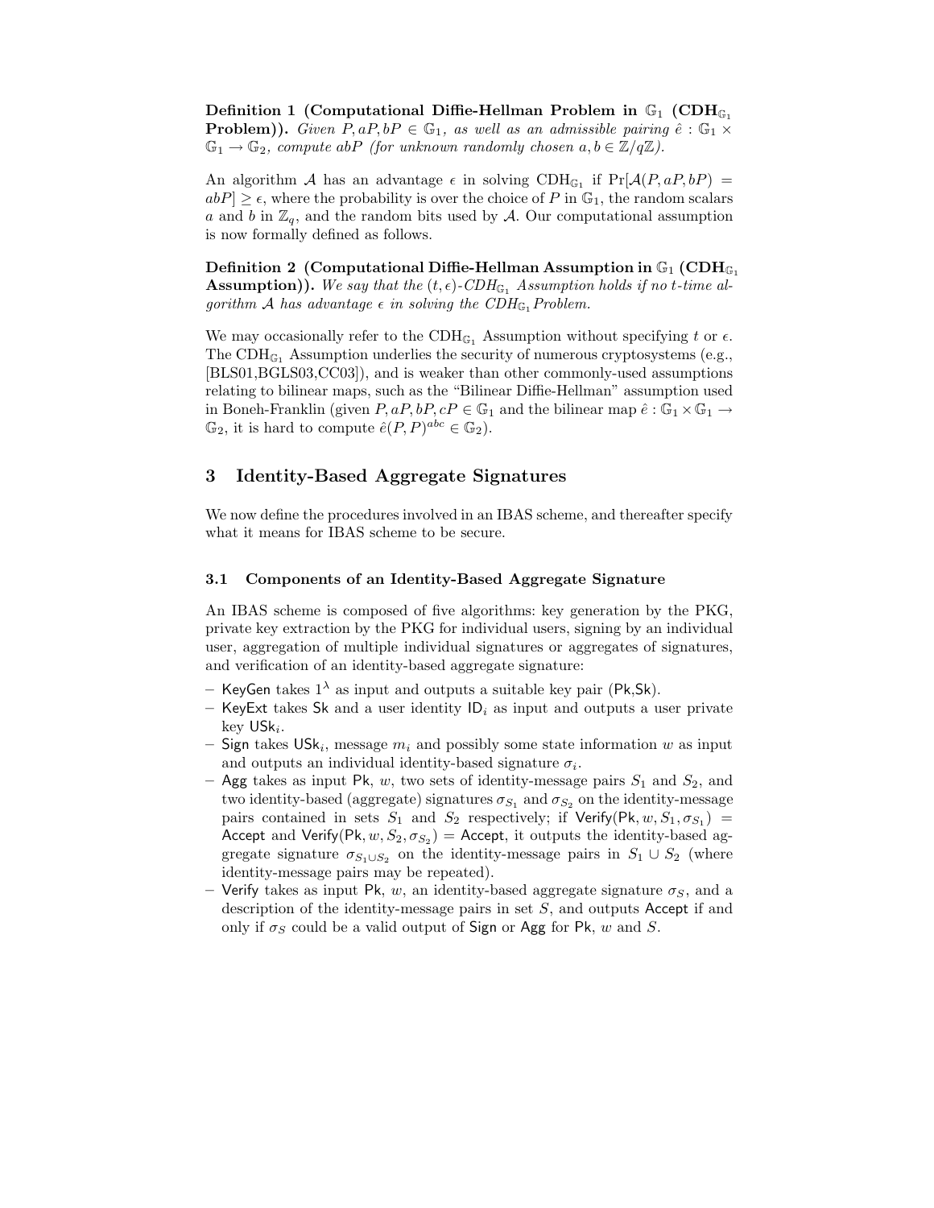**Definition 1 (Computational Diffie-Hellman Problem in $\mathbb{G}_1$ ($\mathbf{CDH}_{\mathbb{G}_1}$ Problem)).** *Given $P, aP, bP \in \mathbb{G}_1$, as well as an admissible pairing $\hat{e} : \mathbb{G}_1 \times \mathbb{G}_1 \to \mathbb{G}_2$, compute $abP$ (for unknown randomly chosen $a, b \in \mathbb{Z}/q\mathbb{Z}$).*

An algorithm $\mathcal{A}$ has an advantage $\epsilon$ in solving $\text{CDH}_{\mathbb{G}_1}$ if $\Pr[\mathcal{A}(P, aP, bP) = abP] \geq \epsilon$, where the probability is over the choice of $P$ in $\mathbb{G}_1$, the random scalars $a$ and $b$ in $\mathbb{Z}_q$, and the random bits used by $\mathcal{A}$. Our computational assumption is now formally defined as follows.

**Definition 2 (Computational Diffie-Hellman Assumption in $\mathbb{G}_1$ ($\mathbf{CDH}_{\mathbb{G}_1}$ Assumption)).** *We say that the $(t, \epsilon)$-$CDH_{\mathbb{G}_1}$ Assumption holds if no $t$-time algorithm $\mathcal{A}$ has advantage $\epsilon$ in solving the $CDH_{\mathbb{G}_1}$ Problem.*

We may occasionally refer to the $\text{CDH}_{\mathbb{G}_1}$ Assumption without specifying $t$ or $\epsilon$. The $\text{CDH}_{\mathbb{G}_1}$ Assumption underlies the security of numerous cryptosystems (e.g., [BLS01,BGLS03,CC03]), and is weaker than other commonly-used assumptions relating to bilinear maps, such as the "Bilinear Diffie-Hellman" assumption used in Boneh-Franklin (given $P, aP, bP, cP \in \mathbb{G}_1$ and the bilinear map $\hat{e} : \mathbb{G}_1 \times \mathbb{G}_1 \to \mathbb{G}_2$, it is hard to compute $\hat{e}(P, P)^{abc} \in \mathbb{G}_2$).

## 3 Identity-Based Aggregate Signatures

We now define the procedures involved in an IBAS scheme, and thereafter specify what it means for IBAS scheme to be secure.

### 3.1 Components of an Identity-Based Aggregate Signature

An IBAS scheme is composed of five algorithms: key generation by the PKG, private key extraction by the PKG for individual users, signing by an individual user, aggregation of multiple individual signatures or aggregates of signatures, and verification of an identity-based aggregate signature:

- KeyGen takes $1^\lambda$ as input and outputs a suitable key pair (Pk,Sk).
- KeyExt takes Sk and a user identity $\mathsf{ID}_i$ as input and outputs a user private key $\mathsf{USk}_i$.
- Sign takes $\mathsf{USk}_i$, message $m_i$ and possibly some state information $w$ as input and outputs an individual identity-based signature $\sigma_i$.
- Agg takes as input Pk, $w$, two sets of identity-message pairs $S_1$ and $S_2$, and two identity-based (aggregate) signatures $\sigma_{S_1}$ and $\sigma_{S_2}$ on the identity-message pairs contained in sets $S_1$ and $S_2$ respectively; if $\mathsf{Verify}(\mathsf{Pk}, w, S_1, \sigma_{S_1}) = \mathsf{Accept}$ and $\mathsf{Verify}(\mathsf{Pk}, w, S_2, \sigma_{S_2}) = \mathsf{Accept}$, it outputs the identity-based aggregate signature $\sigma_{S_1 \cup S_2}$ on the identity-message pairs in $S_1 \cup S_2$ (where identity-message pairs may be repeated).
- Verify takes as input Pk, $w$, an identity-based aggregate signature $\sigma_S$, and a description of the identity-message pairs in set $S$, and outputs Accept if and only if $\sigma_S$ could be a valid output of Sign or Agg for Pk, $w$ and $S$.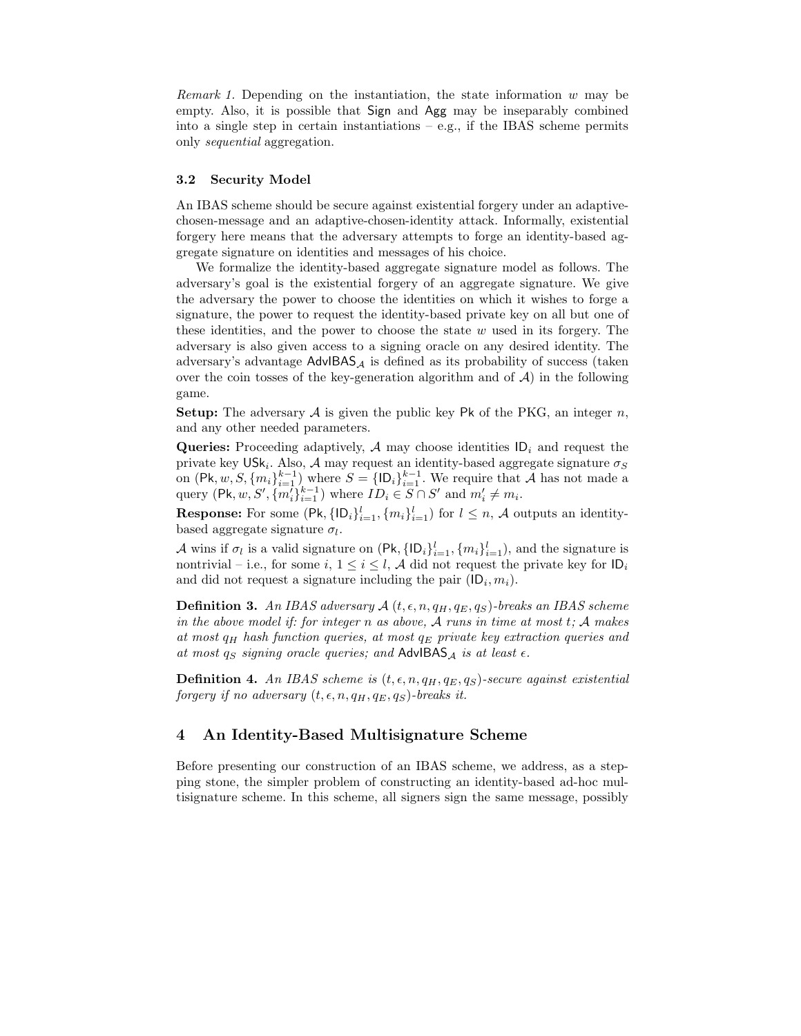*Remark 1.* Depending on the instantiation, the state information $w$ may be empty. Also, it is possible that $\mathsf{Sign}$ and $\mathsf{Agg}$ may be inseparably combined into a single step in certain instantiations – e.g., if the IBAS scheme permits only *sequential* aggregation.

### 3.2 Security Model

An IBAS scheme should be secure against existential forgery under an adaptive-chosen-message and an adaptive-chosen-identity attack. Informally, existential forgery here means that the adversary attempts to forge an identity-based aggregate signature on identities and messages of his choice.

We formalize the identity-based aggregate signature model as follows. The adversary's goal is the existential forgery of an aggregate signature. We give the adversary the power to choose the identities on which it wishes to forge a signature, the power to request the identity-based private key on all but one of these identities, and the power to choose the state $w$ used in its forgery. The adversary is also given access to a signing oracle on any desired identity. The adversary's advantage $\mathsf{AdvIBAS}_{\mathcal{A}}$ is defined as its probability of success (taken over the coin tosses of the key-generation algorithm and of $\mathcal{A}$) in the following game.

**Setup:** The adversary $\mathcal{A}$ is given the public key $\mathsf{Pk}$ of the PKG, an integer $n$, and any other needed parameters.

**Queries:** Proceeding adaptively, $\mathcal{A}$ may choose identities $\mathsf{ID}_i$ and request the private key $\mathsf{USk}_i$. Also, $\mathcal{A}$ may request an identity-based aggregate signature $\sigma_S$ on $(\mathsf{Pk}, w, S, \{m_i\}_{i=1}^{k-1})$ where $S = \{\mathsf{ID}_i\}_{i=1}^{k-1}$. We require that $\mathcal{A}$ has not made a query $(\mathsf{Pk}, w, S', \{m_i'\}_{i=1}^{k-1})$ where $ID_i \in S \cap S'$ and $m_i' \neq m_i$.

**Response:** For some $(\mathsf{Pk}, \{\mathsf{ID}_i\}_{i=1}^{l}, \{m_i\}_{i=1}^{l})$ for $l \leq n$, $\mathcal{A}$ outputs an identity-based aggregate signature $\sigma_l$.

$\mathcal{A}$ wins if $\sigma_l$ is a valid signature on $(\mathsf{Pk}, \{\mathsf{ID}_i\}_{i=1}^{l}, \{m_i\}_{i=1}^{l})$, and the signature is nontrivial – i.e., for some $i$, $1 \leq i \leq l$, $\mathcal{A}$ did not request the private key for $\mathsf{ID}_i$ and did not request a signature including the pair $(\mathsf{ID}_i, m_i)$.

**Definition 3.** *An IBAS adversary $\mathcal{A}$ $(t, \epsilon, n, q_H, q_E, q_S)$-breaks an IBAS scheme in the above model if: for integer $n$ as above, $\mathcal{A}$ runs in time at most $t$; $\mathcal{A}$ makes at most $q_H$ hash function queries, at most $q_E$ private key extraction queries and at most $q_S$ signing oracle queries; and $\mathsf{AdvIBAS}_{\mathcal{A}}$ is at least $\epsilon$.*

**Definition 4.** *An IBAS scheme is $(t, \epsilon, n, q_H, q_E, q_S)$-secure against existential forgery if no adversary $(t, \epsilon, n, q_H, q_E, q_S)$-breaks it.*

## 4 An Identity-Based Multisignature Scheme

Before presenting our construction of an IBAS scheme, we address, as a stepping stone, the simpler problem of constructing an identity-based ad-hoc multisignature scheme. In this scheme, all signers sign the same message, possibly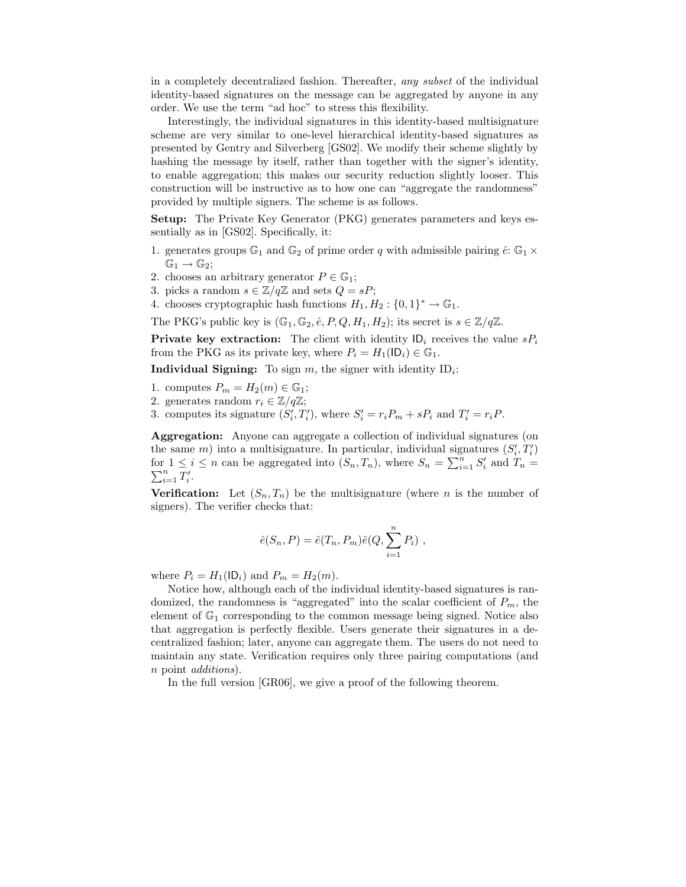in a completely decentralized fashion. Thereafter, *any subset* of the individual identity-based signatures on the message can be aggregated by anyone in any order. We use the term "ad hoc" to stress this flexibility.

Interestingly, the individual signatures in this identity-based multisignature scheme are very similar to one-level hierarchical identity-based signatures as presented by Gentry and Silverberg [GS02]. We modify their scheme slightly by hashing the message by itself, rather than together with the signer's identity, to enable aggregation; this makes our security reduction slightly looser. This construction will be instructive as to how one can "aggregate the randomness" provided by multiple signers. The scheme is as follows.

**Setup:** The Private Key Generator (PKG) generates parameters and keys essentially as in [GS02]. Specifically, it:

1. generates groups $\mathbb{G}_1$ and $\mathbb{G}_2$ of prime order $q$ with admissible pairing $\hat{e}\colon \mathbb{G}_1 \times \mathbb{G}_1 \to \mathbb{G}_2$;
2. chooses an arbitrary generator $P \in \mathbb{G}_1$;
3. picks a random $s \in \mathbb{Z}/q\mathbb{Z}$ and sets $Q = sP$;
4. chooses cryptographic hash functions $H_1, H_2 : \{0,1\}^* \to \mathbb{G}_1$.

The PKG's public key is $(\mathbb{G}_1, \mathbb{G}_2, \hat{e}, P, Q, H_1, H_2)$; its secret is $s \in \mathbb{Z}/q\mathbb{Z}$.

**Private key extraction:** The client with identity $\mathsf{ID}_i$ receives the value $sP_i$ from the PKG as its private key, where $P_i = H_1(\mathsf{ID}_i) \in \mathbb{G}_1$.

**Individual Signing:** To sign $m$, the signer with identity $\mathrm{ID}_i$:

1. computes $P_m = H_2(m) \in \mathbb{G}_1$;
2. generates random $r_i \in \mathbb{Z}/q\mathbb{Z}$;
3. computes its signature $(S_i', T_i')$, where $S_i' = r_i P_m + sP_i$ and $T_i' = r_i P$.

**Aggregation:** Anyone can aggregate a collection of individual signatures (on the same $m$) into a multisignature. In particular, individual signatures $(S_i', T_i')$ for $1 \le i \le n$ can be aggregated into $(S_n, T_n)$, where $S_n = \sum_{i=1}^n S_i'$ and $T_n = \sum_{i=1}^n T_i'$.

**Verification:** Let $(S_n, T_n)$ be the multisignature (where $n$ is the number of signers). The verifier checks that:

$$\hat{e}(S_n, P) = \hat{e}(T_n, P_m)\hat{e}(Q, \sum_{i=1}^{n} P_i) \ ,$$

where $P_i = H_1(\mathsf{ID}_i)$ and $P_m = H_2(m)$.

Notice how, although each of the individual identity-based signatures is randomized, the randomness is "aggregated" into the scalar coefficient of $P_m$, the element of $\mathbb{G}_1$ corresponding to the common message being signed. Notice also that aggregation is perfectly flexible. Users generate their signatures in a decentralized fashion; later, anyone can aggregate them. The users do not need to maintain any state. Verification requires only three pairing computations (and $n$ point *additions*).

In the full version [GR06], we give a proof of the following theorem.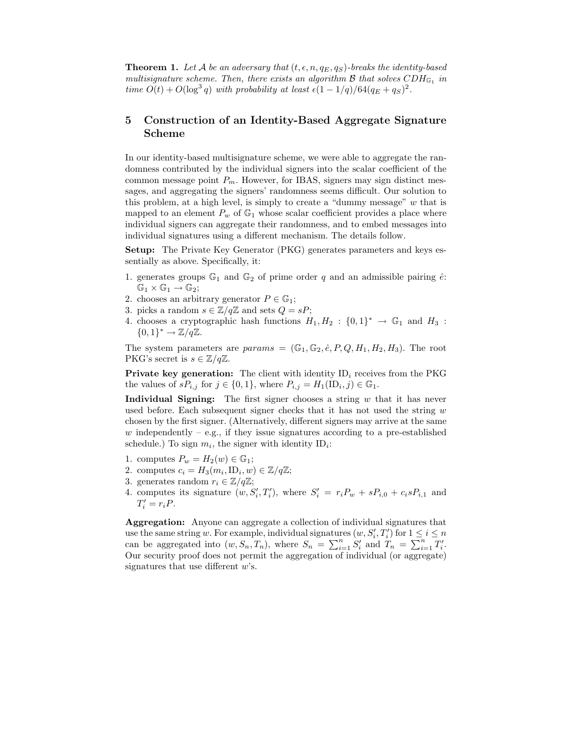**Theorem 1.** *Let $\mathcal{A}$ be an adversary that $(t, \epsilon, n, q_E, q_S)$-breaks the identity-based multisignature scheme. Then, there exists an algorithm $\mathcal{B}$ that solves $CDH_{\mathbb{G}_1}$ in time $O(t) + O(\log^3 q)$ with probability at least $\epsilon(1 - 1/q)/64(q_E + q_S)^2$.*

## 5 Construction of an Identity-Based Aggregate Signature Scheme

In our identity-based multisignature scheme, we were able to aggregate the randomness contributed by the individual signers into the scalar coefficient of the common message point $P_m$. However, for IBAS, signers may sign distinct messages, and aggregating the signers' randomness seems difficult. Our solution to this problem, at a high level, is simply to create a "dummy message" $w$ that is mapped to an element $P_w$ of $\mathbb{G}_1$ whose scalar coefficient provides a place where individual signers can aggregate their randomness, and to embed messages into individual signatures using a different mechanism. The details follow.

**Setup:** The Private Key Generator (PKG) generates parameters and keys essentially as above. Specifically, it:

1. generates groups $\mathbb{G}_1$ and $\mathbb{G}_2$ of prime order $q$ and an admissible pairing $\hat{e}$: $\mathbb{G}_1 \times \mathbb{G}_1 \rightarrow \mathbb{G}_2$;
2. chooses an arbitrary generator $P \in \mathbb{G}_1$;
3. picks a random $s \in \mathbb{Z}/q\mathbb{Z}$ and sets $Q = sP$;
4. chooses a cryptographic hash functions $H_1, H_2 : \{0,1\}^* \rightarrow \mathbb{G}_1$ and $H_3 : \{0,1\}^* \rightarrow \mathbb{Z}/q\mathbb{Z}$.

The system parameters are $params = (\mathbb{G}_1, \mathbb{G}_2, \hat{e}, P, Q, H_1, H_2, H_3)$. The root PKG's secret is $s \in \mathbb{Z}/q\mathbb{Z}$.

**Private key generation:** The client with identity $\mathrm{ID}_i$ receives from the PKG the values of $sP_{i,j}$ for $j \in \{0,1\}$, where $P_{i,j} = H_1(\mathrm{ID}_i, j) \in \mathbb{G}_1$.

**Individual Signing:** The first signer chooses a string $w$ that it has never used before. Each subsequent signer checks that it has not used the string $w$ chosen by the first signer. (Alternatively, different signers may arrive at the same $w$ independently – e.g., if they issue signatures according to a pre-established schedule.) To sign $m_i$, the signer with identity $\mathrm{ID}_i$:

1. computes $P_w = H_2(w) \in \mathbb{G}_1$;
2. computes $c_i = H_3(m_i, \mathrm{ID}_i, w) \in \mathbb{Z}/q\mathbb{Z}$;
3. generates random $r_i \in \mathbb{Z}/q\mathbb{Z}$;
4. computes its signature $(w, S'_i, T'_i)$, where $S'_i = r_i P_w + sP_{i,0} + c_i sP_{i,1}$ and $T'_i = r_i P$.

**Aggregation:** Anyone can aggregate a collection of individual signatures that use the same string $w$. For example, individual signatures $(w, S'_i, T'_i)$ for $1 \leq i \leq n$ can be aggregated into $(w, S_n, T_n)$, where $S_n = \sum_{i=1}^{n} S'_i$ and $T_n = \sum_{i=1}^{n} T'_i$. Our security proof does not permit the aggregation of individual (or aggregate) signatures that use different $w$'s.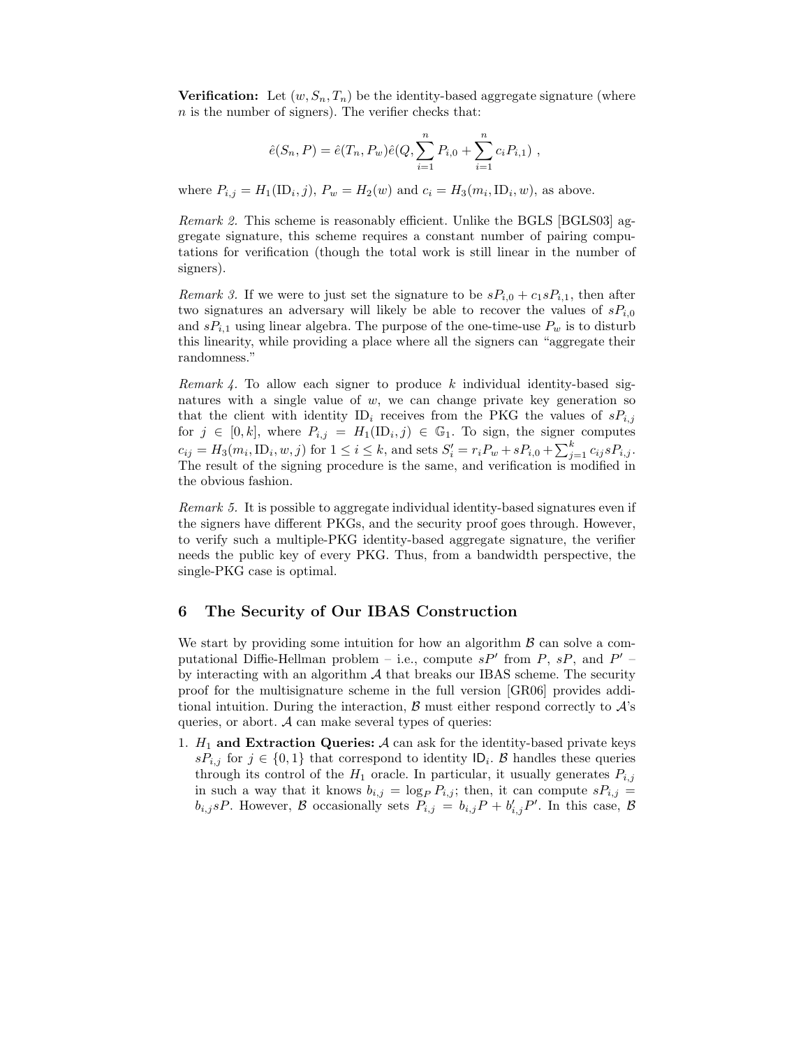**Verification:** Let $(w, S_n, T_n)$ be the identity-based aggregate signature (where $n$ is the number of signers). The verifier checks that:

$$\hat{e}(S_n, P) = \hat{e}(T_n, P_w)\hat{e}(Q, \sum_{i=1}^{n} P_{i,0} + \sum_{i=1}^{n} c_i P_{i,1}) \ ,$$

where $P_{i,j} = H_1(\mathrm{ID}_i, j)$, $P_w = H_2(w)$ and $c_i = H_3(m_i, \mathrm{ID}_i, w)$, as above.

*Remark 2.* This scheme is reasonably efficient. Unlike the BGLS [BGLS03] aggregate signature, this scheme requires a constant number of pairing computations for verification (though the total work is still linear in the number of signers).

*Remark 3.* If we were to just set the signature to be $sP_{i,0} + c_1 sP_{i,1}$, then after two signatures an adversary will likely be able to recover the values of $sP_{i,0}$ and $sP_{i,1}$ using linear algebra. The purpose of the one-time-use $P_w$ is to disturb this linearity, while providing a place where all the signers can "aggregate their randomness."

*Remark 4.* To allow each signer to produce $k$ individual identity-based signatures with a single value of $w$, we can change private key generation so that the client with identity $\mathrm{ID}_i$ receives from the PKG the values of $sP_{i,j}$ for $j \in [0, k]$, where $P_{i,j} = H_1(\mathrm{ID}_i, j) \in \mathbb{G}_1$. To sign, the signer computes $c_{ij} = H_3(m_i, \mathrm{ID}_i, w, j)$ for $1 \leq i \leq k$, and sets $S'_i = r_i P_w + sP_{i,0} + \sum_{j=1}^{k} c_{ij} sP_{i,j}$. The result of the signing procedure is the same, and verification is modified in the obvious fashion.

*Remark 5.* It is possible to aggregate individual identity-based signatures even if the signers have different PKGs, and the security proof goes through. However, to verify such a multiple-PKG identity-based aggregate signature, the verifier needs the public key of every PKG. Thus, from a bandwidth perspective, the single-PKG case is optimal.

## 6 The Security of Our IBAS Construction

We start by providing some intuition for how an algorithm $\mathcal{B}$ can solve a computational Diffie-Hellman problem – i.e., compute $sP'$ from $P$, $sP$, and $P'$ – by interacting with an algorithm $\mathcal{A}$ that breaks our IBAS scheme. The security proof for the multisignature scheme in the full version [GR06] provides additional intuition. During the interaction, $\mathcal{B}$ must either respond correctly to $\mathcal{A}$'s queries, or abort. $\mathcal{A}$ can make several types of queries:

1. **$H_1$ and Extraction Queries:** $\mathcal{A}$ can ask for the identity-based private keys $sP_{i,j}$ for $j \in \{0, 1\}$ that correspond to identity $\mathsf{ID}_i$. $\mathcal{B}$ handles these queries through its control of the $H_1$ oracle. In particular, it usually generates $P_{i,j}$ in such a way that it knows $b_{i,j} = \log_P P_{i,j}$; then, it can compute $sP_{i,j} = b_{i,j} sP$. However, $\mathcal{B}$ occasionally sets $P_{i,j} = b_{i,j} P + b'_{i,j} P'$. In this case, $\mathcal{B}$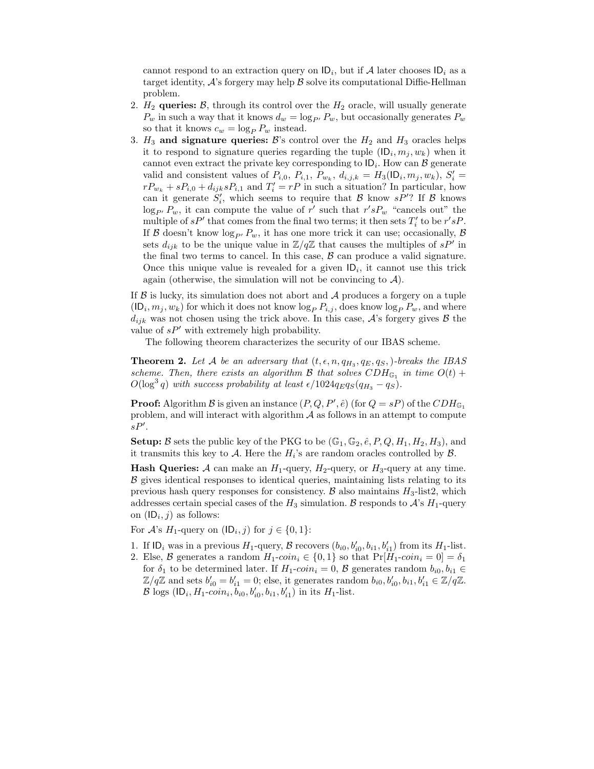cannot respond to an extraction query on $\mathsf{ID}_i$, but if $\mathcal{A}$ later chooses $\mathsf{ID}_i$ as a target identity, $\mathcal{A}$'s forgery may help $\mathcal{B}$ solve its computational Diffie-Hellman problem.

2. **$H_2$ queries:** $\mathcal{B}$, through its control over the $H_2$ oracle, will usually generate $P_w$ in such a way that it knows $d_w = \log_{P'} P_w$, but occasionally generates $P_w$ so that it knows $c_w = \log_P P_w$ instead.
3. **$H_3$ and signature queries:** $\mathcal{B}$'s control over the $H_2$ and $H_3$ oracles helps it to respond to signature queries regarding the tuple $(\mathsf{ID}_i, m_j, w_k)$ when it cannot even extract the private key corresponding to $\mathsf{ID}_i$. How can $\mathcal{B}$ generate valid and consistent values of $P_{i,0}$, $P_{i,1}$, $P_{w_k}$, $d_{i,j,k} = H_3(\mathsf{ID}_i, m_j, w_k)$, $S'_i = rP_{w_k} + sP_{i,0} + d_{ijk} sP_{i,1}$ and $T'_i = rP$ in such a situation? In particular, how can it generate $S'_i$, which seems to require that $\mathcal{B}$ know $sP'$? If $\mathcal{B}$ knows $\log_{P'} P_w$, it can compute the value of $r'$ such that $r' sP_w$ "cancels out" the multiple of $sP'$ that comes from the final two terms; it then sets $T'_i$ to be $r' sP$. If $\mathcal{B}$ doesn't know $\log_{P'} P_w$, it has one more trick it can use; occasionally, $\mathcal{B}$ sets $d_{ijk}$ to be the unique value in $\mathbb{Z}/q\mathbb{Z}$ that causes the multiples of $sP'$ in the final two terms to cancel. In this case, $\mathcal{B}$ can produce a valid signature. Once this unique value is revealed for a given $\mathsf{ID}_i$, it cannot use this trick again (otherwise, the simulation will not be convincing to $\mathcal{A}$).

If $\mathcal{B}$ is lucky, its simulation does not abort and $\mathcal{A}$ produces a forgery on a tuple $(\mathsf{ID}_i, m_j, w_k)$ for which it does not know $\log_P P_{i,j}$, does know $\log_P P_w$, and where $d_{ijk}$ was not chosen using the trick above. In this case, $\mathcal{A}$'s forgery gives $\mathcal{B}$ the value of $sP'$ with extremely high probability.

The following theorem characterizes the security of our IBAS scheme.

**Theorem 2.** *Let $\mathcal{A}$ be an adversary that $(t, \epsilon, n, q_{H_3}, q_E, q_S,)$-breaks the IBAS scheme. Then, there exists an algorithm $\mathcal{B}$ that solves $CDH_{\mathbb{G}_1}$ in time $O(t) + O(\log^3 q)$ with success probability at least $\epsilon/1024 q_E q_S (q_{H_3} - q_S)$.*

**Proof:** Algorithm $\mathcal{B}$ is given an instance $(P, Q, P', \hat{e})$ (for $Q = sP$) of the $CDH_{\mathbb{G}_1}$ problem, and will interact with algorithm $\mathcal{A}$ as follows in an attempt to compute $sP'$.

**Setup:** $\mathcal{B}$ sets the public key of the PKG to be $(\mathbb{G}_1, \mathbb{G}_2, \hat{e}, P, Q, H_1, H_2, H_3)$, and it transmits this key to $\mathcal{A}$. Here the $H_i$'s are random oracles controlled by $\mathcal{B}$.

**Hash Queries:** $\mathcal{A}$ can make an $H_1$-query, $H_2$-query, or $H_3$-query at any time. $\mathcal{B}$ gives identical responses to identical queries, maintaining lists relating to its previous hash query responses for consistency. $\mathcal{B}$ also maintains $H_3$-list2, which addresses certain special cases of the $H_3$ simulation. $\mathcal{B}$ responds to $\mathcal{A}$'s $H_1$-query on $(\mathsf{ID}_i, j)$ as follows:

For $\mathcal{A}$'s $H_1$-query on $(\mathsf{ID}_i, j)$ for $j \in \{0, 1\}$:

1. If $\mathsf{ID}_i$ was in a previous $H_1$-query, $\mathcal{B}$ recovers $(b_{i0}, b'_{i0}, b_{i1}, b'_{i1})$ from its $H_1$-list.
2. Else, $\mathcal{B}$ generates a random $H_1\text{-}coin_i \in \{0, 1\}$ so that $\Pr[H_1\text{-}coin_i = 0] = \delta_1$ for $\delta_1$ to be determined later. If $H_1\text{-}coin_i = 0$, $\mathcal{B}$ generates random $b_{i0}, b_{i1} \in \mathbb{Z}/q\mathbb{Z}$ and sets $b'_{i0} = b'_{i1} = 0$; else, it generates random $b_{i0}, b'_{i0}, b_{i1}, b'_{i1} \in \mathbb{Z}/q\mathbb{Z}$. $\mathcal{B}$ logs $(\mathsf{ID}_i, H_1\text{-}coin_i, b_{i0}, b'_{i0}, b_{i1}, b'_{i1})$ in its $H_1$-list.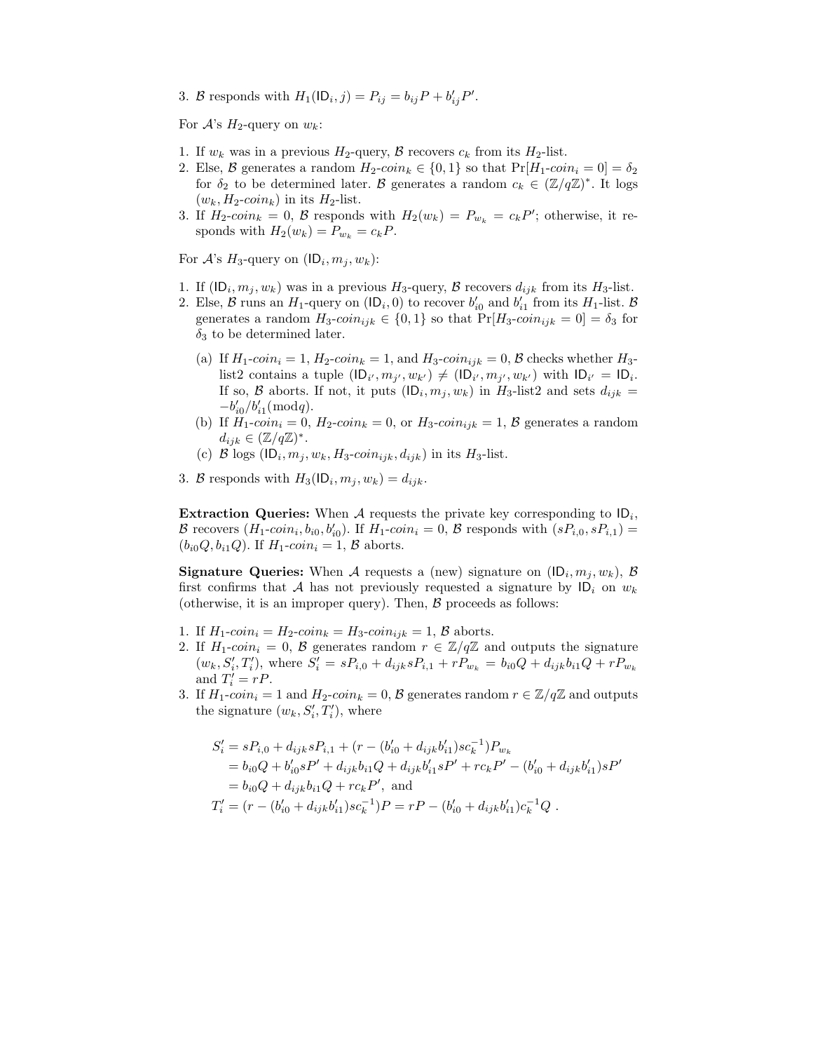3. $\mathcal{B}$ responds with $H_1(\mathsf{ID}_i, j) = P_{ij} = b_{ij}P + b'_{ij}P'$.

For $\mathcal{A}$'s $H_2$-query on $w_k$:

1. If $w_k$ was in a previous $H_2$-query, $\mathcal{B}$ recovers $c_k$ from its $H_2$-list.
2. Else, $\mathcal{B}$ generates a random $H_2\text{-}coin_k \in \{0,1\}$ so that $\Pr[H_1\text{-}coin_i = 0] = \delta_2$ for $\delta_2$ to be determined later. $\mathcal{B}$ generates a random $c_k \in (\mathbb{Z}/q\mathbb{Z})^*$. It logs $(w_k, H_2\text{-}coin_k)$ in its $H_2$-list.
3. If $H_2\text{-}coin_k = 0$, $\mathcal{B}$ responds with $H_2(w_k) = P_{w_k} = c_k P'$; otherwise, it responds with $H_2(w_k) = P_{w_k} = c_k P$.

For $\mathcal{A}$'s $H_3$-query on $(\mathsf{ID}_i, m_j, w_k)$:

1. If $(\mathsf{ID}_i, m_j, w_k)$ was in a previous $H_3$-query, $\mathcal{B}$ recovers $d_{ijk}$ from its $H_3$-list.
2. Else, $\mathcal{B}$ runs an $H_1$-query on $(\mathsf{ID}_i, 0)$ to recover $b'_{i0}$ and $b'_{i1}$ from its $H_1$-list. $\mathcal{B}$ generates a random $H_3\text{-}coin_{ijk} \in \{0,1\}$ so that $\Pr[H_3\text{-}coin_{ijk} = 0] = \delta_3$ for $\delta_3$ to be determined later.
   (a) If $H_1\text{-}coin_i = 1$, $H_2\text{-}coin_k = 1$, and $H_3\text{-}coin_{ijk} = 0$, $\mathcal{B}$ checks whether $H_3$-list2 contains a tuple $(\mathsf{ID}_{i'}, m_{j'}, w_{k'}) \neq (\mathsf{ID}_{i'}, m_{j'}, w_{k'})$ with $\mathsf{ID}_{i'} = \mathsf{ID}_i$. If so, $\mathcal{B}$ aborts. If not, it puts $(\mathsf{ID}_i, m_j, w_k)$ in $H_3$-list2 and sets $d_{ijk} = -b'_{i0}/b'_{i1} (\bmod q)$.
   (b) If $H_1\text{-}coin_i = 0$, $H_2\text{-}coin_k = 0$, or $H_3\text{-}coin_{ijk} = 1$, $\mathcal{B}$ generates a random $d_{ijk} \in (\mathbb{Z}/q\mathbb{Z})^*$.
   (c) $\mathcal{B}$ logs $(\mathsf{ID}_i, m_j, w_k, H_3\text{-}coin_{ijk}, d_{ijk})$ in its $H_3$-list.
3. $\mathcal{B}$ responds with $H_3(\mathsf{ID}_i, m_j, w_k) = d_{ijk}$.

**Extraction Queries:** When $\mathcal{A}$ requests the private key corresponding to $\mathsf{ID}_i$, $\mathcal{B}$ recovers $(H_1\text{-}coin_i, b_{i0}, b'_{i0})$. If $H_1\text{-}coin_i = 0$, $\mathcal{B}$ responds with $(sP_{i,0}, sP_{i,1}) = (b_{i0}Q, b_{i1}Q)$. If $H_1\text{-}coin_i = 1$, $\mathcal{B}$ aborts.

**Signature Queries:** When $\mathcal{A}$ requests a (new) signature on $(\mathsf{ID}_i, m_j, w_k)$, $\mathcal{B}$ first confirms that $\mathcal{A}$ has not previously requested a signature by $\mathsf{ID}_i$ on $w_k$ (otherwise, it is an improper query). Then, $\mathcal{B}$ proceeds as follows:

1. If $H_1\text{-}coin_i = H_2\text{-}coin_k = H_3\text{-}coin_{ijk} = 1$, $\mathcal{B}$ aborts.
2. If $H_1\text{-}coin_i = 0$, $\mathcal{B}$ generates random $r \in \mathbb{Z}/q\mathbb{Z}$ and outputs the signature $(w_k, S'_i, T'_i)$, where $S'_i = sP_{i,0} + d_{ijk}sP_{i,1} + rP_{w_k} = b_{i0}Q + d_{ijk}b_{i1}Q + rP_{w_k}$ and $T'_i = rP$.
3. If $H_1\text{-}coin_i = 1$ and $H_2\text{-}coin_k = 0$, $\mathcal{B}$ generates random $r \in \mathbb{Z}/q\mathbb{Z}$ and outputs the signature $(w_k, S'_i, T'_i)$, where

$$
\begin{aligned}
S'_i &= sP_{i,0} + d_{ijk}sP_{i,1} + (r - (b'_{i0} + d_{ijk}b'_{i1})sc_k^{-1})P_{w_k} \\
&= b_{i0}Q + b'_{i0}sP' + d_{ijk}b_{i1}Q + d_{ijk}b'_{i1}sP' + rc_kP' - (b'_{i0} + d_{ijk}b'_{i1})sP' \\
&= b_{i0}Q + d_{ijk}b_{i1}Q + rc_kP', \text{ and} \\
T'_i &= (r - (b'_{i0} + d_{ijk}b'_{i1})sc_k^{-1})P = rP - (b'_{i0} + d_{ijk}b'_{i1})c_k^{-1}Q\ .
\end{aligned}
$$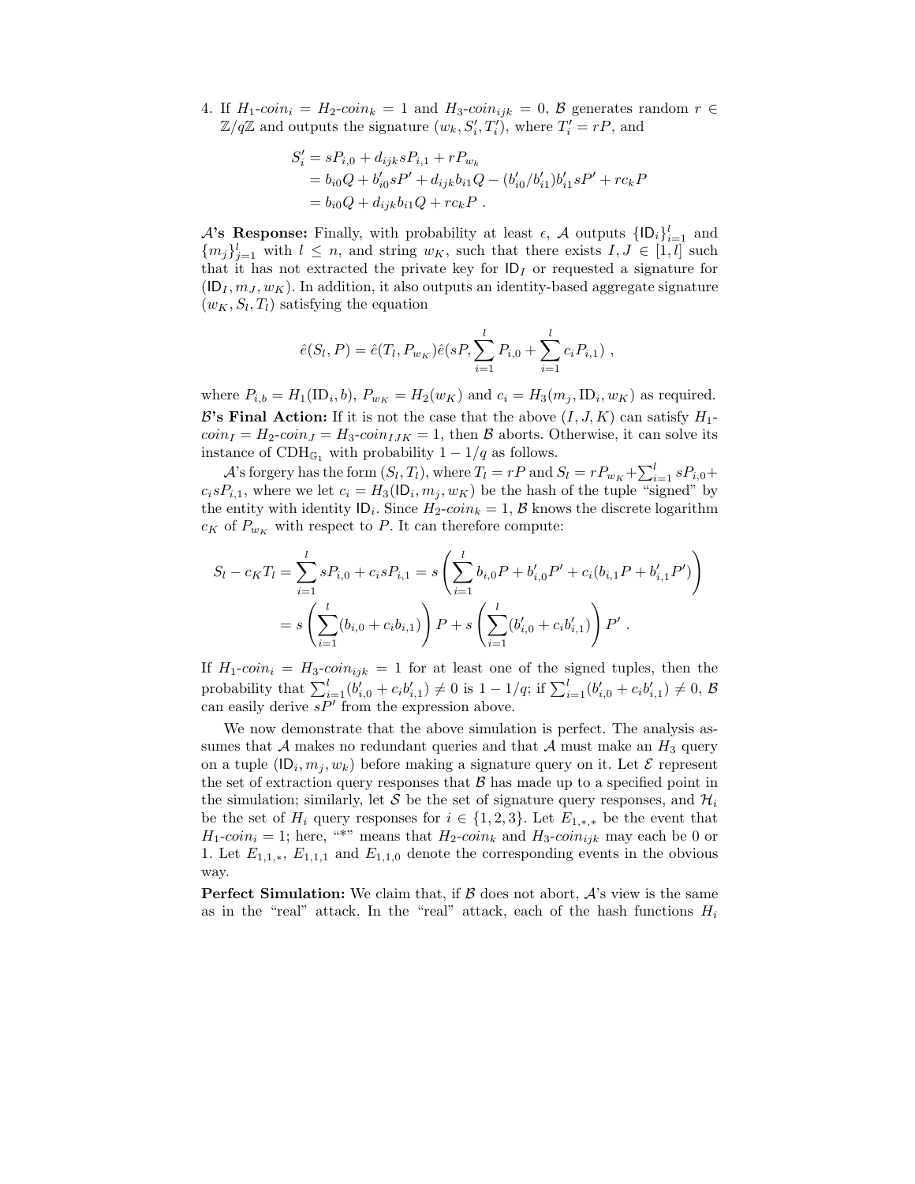4. If $H_1$-$coin_i = H_2$-$coin_k = 1$ and $H_3$-$coin_{ijk} = 0$, $\mathcal{B}$ generates random $r \in \mathbb{Z}/q\mathbb{Z}$ and outputs the signature $(w_k, S_i', T_i')$, where $T_i' = rP$, and

$$\begin{aligned} S_i' &= sP_{i,0} + d_{ijk} sP_{i,1} + rP_{w_k} \\ &= b_{i0}Q + b_{i0}' sP' + d_{ijk} b_{i1} Q - (b_{i0}'/b_{i1}') b_{i1}' sP' + rc_k P \\ &= b_{i0}Q + d_{ijk} b_{i1} Q + rc_k P \ . \end{aligned}$$

**$\mathcal{A}$'s Response:** Finally, with probability at least $\epsilon$, $\mathcal{A}$ outputs $\{\mathsf{ID}_i\}_{i=1}^{l}$ and $\{m_j\}_{j=1}^{l}$ with $l \leq n$, and string $w_K$, such that there exists $I, J \in [1, l]$ such that it has not extracted the private key for $\mathsf{ID}_I$ or requested a signature for $(\mathsf{ID}_I, m_J, w_K)$. In addition, it also outputs an identity-based aggregate signature $(w_K, S_l, T_l)$ satisfying the equation

$$\hat{e}(S_l, P) = \hat{e}(T_l, P_{w_K}) \hat{e}(sP, \sum_{i=1}^{l} P_{i,0} + \sum_{i=1}^{l} c_i P_{i,1}) \ ,$$

where $P_{i,b} = H_1(\mathrm{ID}_i, b)$, $P_{w_K} = H_2(w_K)$ and $c_i = H_3(m_j, \mathrm{ID}_i, w_K)$ as required.

**$\mathcal{B}$'s Final Action:** If it is not the case that the above $(I, J, K)$ can satisfy $H_1$-$coin_I = H_2$-$coin_J = H_3$-$coin_{IJK} = 1$, then $\mathcal{B}$ aborts. Otherwise, it can solve its instance of $\mathrm{CDH}_{\mathbb{G}_1}$ with probability $1 - 1/q$ as follows.

$\mathcal{A}$'s forgery has the form $(S_l, T_l)$, where $T_l = rP$ and $S_l = rP_{w_K} + \sum_{i=1}^{l} sP_{i,0} + c_i sP_{i,1}$, where we let $c_i = H_3(\mathsf{ID}_i, m_j, w_K)$ be the hash of the tuple "signed" by the entity with identity $\mathsf{ID}_i$. Since $H_2$-$coin_k = 1$, $\mathcal{B}$ knows the discrete logarithm $c_K$ of $P_{w_K}$ with respect to $P$. It can therefore compute:

$$\begin{aligned} S_l - c_K T_l &= \sum_{i=1}^{l} sP_{i,0} + c_i sP_{i,1} = s\left(\sum_{i=1}^{l} b_{i,0}P + b_{i,0}'P' + c_i(b_{i,1}P + b_{i,1}'P')\right) \\ &= s\left(\sum_{i=1}^{l}(b_{i,0} + c_i b_{i,1})\right)P + s\left(\sum_{i=1}^{l}(b_{i,0}' + c_i b_{i,1}')\right)P' \ . \end{aligned}$$

If $H_1$-$coin_i = H_3$-$coin_{ijk} = 1$ for at least one of the signed tuples, then the probability that $\sum_{i=1}^{l}(b_{i,0}' + c_i b_{i,1}') \neq 0$ is $1 - 1/q$; if $\sum_{i=1}^{l}(b_{i,0}' + c_i b_{i,1}') \neq 0$, $\mathcal{B}$ can easily derive $sP'$ from the expression above.

We now demonstrate that the above simulation is perfect. The analysis assumes that $\mathcal{A}$ makes no redundant queries and that $\mathcal{A}$ must make an $H_3$ query on a tuple $(\mathsf{ID}_i, m_j, w_k)$ before making a signature query on it. Let $\mathcal{E}$ represent the set of extraction query responses that $\mathcal{B}$ has made up to a specified point in the simulation; similarly, let $\mathcal{S}$ be the set of signature query responses, and $\mathcal{H}_i$ be the set of $H_i$ query responses for $i \in \{1, 2, 3\}$. Let $E_{1,*,*}$ be the event that $H_1$-$coin_i = 1$; here, "*" means that $H_2$-$coin_k$ and $H_3$-$coin_{ijk}$ may each be 0 or 1. Let $E_{1,1,*}$, $E_{1,1,1}$ and $E_{1,1,0}$ denote the corresponding events in the obvious way.

**Perfect Simulation:** We claim that, if $\mathcal{B}$ does not abort, $\mathcal{A}$'s view is the same as in the "real" attack. In the "real" attack, each of the hash functions $H_i$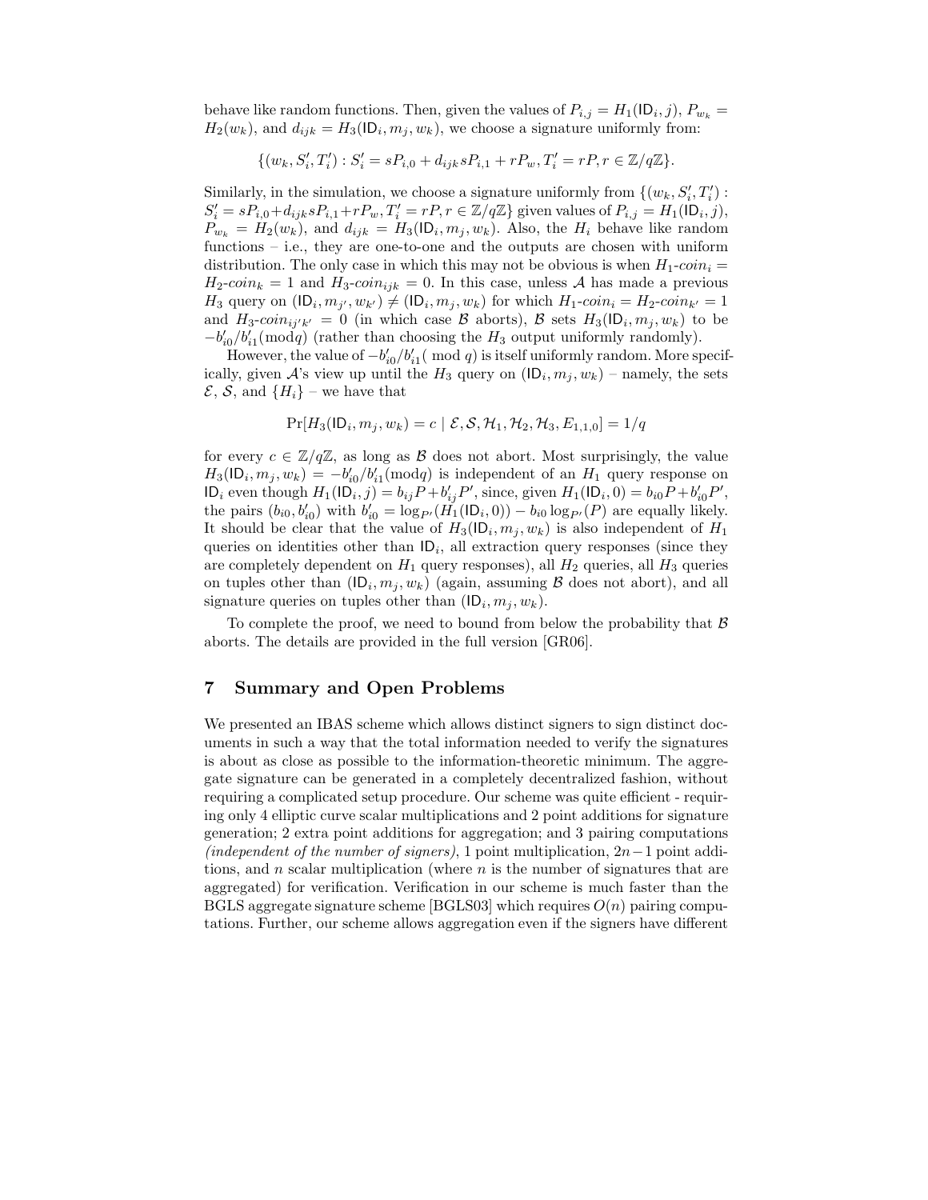behave like random functions. Then, given the values of $P_{i,j} = H_1(\mathsf{ID}_i, j)$, $P_{w_k} = H_2(w_k)$, and $d_{ijk} = H_3(\mathsf{ID}_i, m_j, w_k)$, we choose a signature uniformly from:

$$\{(w_k, S'_i, T'_i) : S'_i = sP_{i,0} + d_{ijk}sP_{i,1} + rP_w, T'_i = rP, r \in \mathbb{Z}/q\mathbb{Z}\}.$$

Similarly, in the simulation, we choose a signature uniformly from $\{(w_k, S'_i, T'_i) : S'_i = sP_{i,0} + d_{ijk}sP_{i,1} + rP_w, T'_i = rP, r \in \mathbb{Z}/q\mathbb{Z}\}$ given values of $P_{i,j} = H_1(\mathsf{ID}_i, j)$, $P_{w_k} = H_2(w_k)$, and $d_{ijk} = H_3(\mathsf{ID}_i, m_j, w_k)$. Also, the $H_i$ behave like random functions – i.e., they are one-to-one and the outputs are chosen with uniform distribution. The only case in which this may not be obvious is when $H_1\text{-}coin_i = H_2\text{-}coin_k = 1$ and $H_3\text{-}coin_{ijk} = 0$. In this case, unless $\mathcal{A}$ has made a previous $H_3$ query on $(\mathsf{ID}_i, m_{j'}, w_{k'}) \neq (\mathsf{ID}_i, m_j, w_k)$ for which $H_1\text{-}coin_i = H_2\text{-}coin_{k'} = 1$ and $H_3\text{-}coin_{ij'k'} = 0$ (in which case $\mathcal{B}$ aborts), $\mathcal{B}$ sets $H_3(\mathsf{ID}_i, m_j, w_k)$ to be $-b'_{i0}/b'_{i1}(\bmod q)$ (rather than choosing the $H_3$ output uniformly randomly).

However, the value of $-b'_{i0}/b'_{i1}(\bmod q)$ is itself uniformly random. More specifically, given $\mathcal{A}$'s view up until the $H_3$ query on $(\mathsf{ID}_i, m_j, w_k)$ – namely, the sets $\mathcal{E}$, $\mathcal{S}$, and $\{H_i\}$ – we have that

$$\Pr[H_3(\mathsf{ID}_i, m_j, w_k) = c \mid \mathcal{E}, \mathcal{S}, \mathcal{H}_1, \mathcal{H}_2, \mathcal{H}_3, E_{1,1,0}] = 1/q$$

for every $c \in \mathbb{Z}/q\mathbb{Z}$, as long as $\mathcal{B}$ does not abort. Most surprisingly, the value $H_3(\mathsf{ID}_i, m_j, w_k) = -b'_{i0}/b'_{i1}(\bmod q)$ is independent of an $H_1$ query response on $\mathsf{ID}_i$ even though $H_1(\mathsf{ID}_i, j) = b_{ij}P + b'_{ij}P'$, since, given $H_1(\mathsf{ID}_i, 0) = b_{i0}P + b'_{i0}P'$, the pairs $(b_{i0}, b'_{i0})$ with $b'_{i0} = \log_{P'}(H_1(\mathsf{ID}_i, 0)) - b_{i0}\log_{P'}(P)$ are equally likely. It should be clear that the value of $H_3(\mathsf{ID}_i, m_j, w_k)$ is also independent of $H_1$ queries on identities other than $\mathsf{ID}_i$, all extraction query responses (since they are completely dependent on $H_1$ query responses), all $H_2$ queries, all $H_3$ queries on tuples other than $(\mathsf{ID}_i, m_j, w_k)$ (again, assuming $\mathcal{B}$ does not abort), and all signature queries on tuples other than $(\mathsf{ID}_i, m_j, w_k)$.

To complete the proof, we need to bound from below the probability that $\mathcal{B}$ aborts. The details are provided in the full version [GR06].

## 7 Summary and Open Problems

We presented an IBAS scheme which allows distinct signers to sign distinct documents in such a way that the total information needed to verify the signatures is about as close as possible to the information-theoretic minimum. The aggregate signature can be generated in a completely decentralized fashion, without requiring a complicated setup procedure. Our scheme was quite efficient - requiring only 4 elliptic curve scalar multiplications and 2 point additions for signature generation; 2 extra point additions for aggregation; and 3 pairing computations *(independent of the number of signers)*, 1 point multiplication, $2n-1$ point additions, and $n$ scalar multiplication (where $n$ is the number of signatures that are aggregated) for verification. Verification in our scheme is much faster than the BGLS aggregate signature scheme [BGLS03] which requires $O(n)$ pairing computations. Further, our scheme allows aggregation even if the signers have different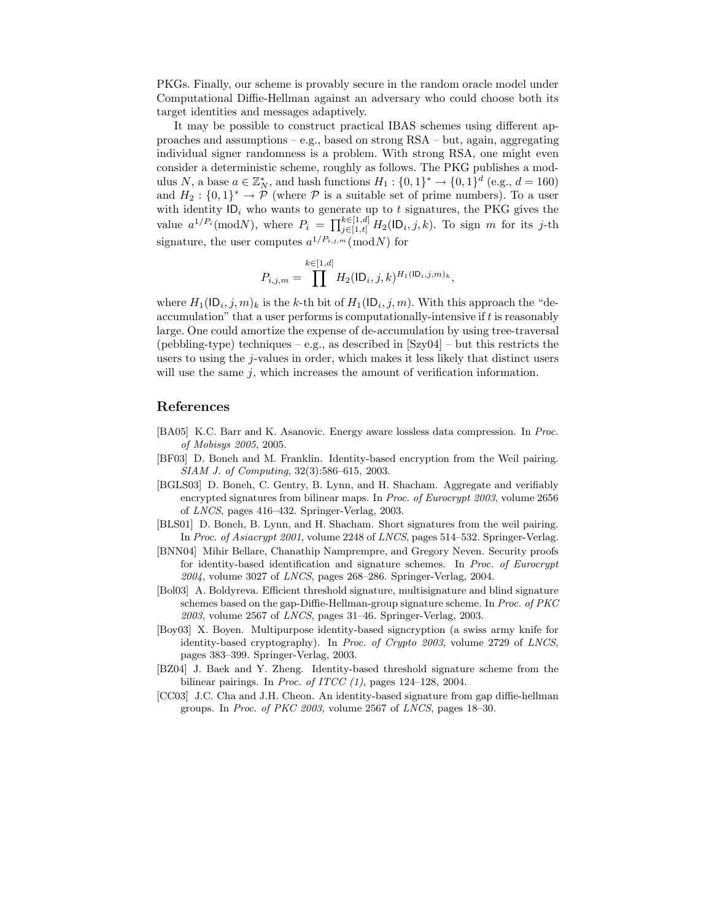PKGs. Finally, our scheme is provably secure in the random oracle model under Computational Diffie-Hellman against an adversary who could choose both its target identities and messages adaptively.

It may be possible to construct practical IBAS schemes using different approaches and assumptions – e.g., based on strong RSA – but, again, aggregating individual signer randomness is a problem. With strong RSA, one might even consider a deterministic scheme, roughly as follows. The PKG publishes a modulus $N$, a base $a \in \mathbb{Z}_N^*$, and hash functions $H_1 : \{0,1\}^* \to \{0,1\}^d$ (e.g., $d = 160$) and $H_2 : \{0,1\}^* \to \mathcal{P}$ (where $\mathcal{P}$ is a suitable set of prime numbers). To a user with identity $\mathsf{ID}_i$ who wants to generate up to $t$ signatures, the PKG gives the value $a^{1/P_i}(\mathrm{mod} N)$, where $P_i = \prod_{j\in[1,t]}^{k\in[1,d]} H_2(\mathsf{ID}_i, j, k)$. To sign $m$ for its $j$-th signature, the user computes $a^{1/P_{i,j,m}}(\mathrm{mod} N)$ for

$$P_{i,j,m} = \prod^{k\in[1,d]} H_2(\mathsf{ID}_i, j, k)^{H_1(\mathsf{ID}_i,j,m)_k},$$

where $H_1(\mathsf{ID}_i, j, m)_k$ is the $k$-th bit of $H_1(\mathsf{ID}_i, j, m)$. With this approach the "de-accumulation" that a user performs is computationally-intensive if $t$ is reasonably large. One could amortize the expense of de-accumulation by using tree-traversal (pebbling-type) techniques – e.g., as described in [Szy04] – but this restricts the users to using the $j$-values in order, which makes it less likely that distinct users will use the same $j$, which increases the amount of verification information.

## References

[BA05] K.C. Barr and K. Asanovic. Energy aware lossless data compression. In *Proc. of Mobisys 2005*, 2005.

[BF03] D. Boneh and M. Franklin. Identity-based encryption from the Weil pairing. *SIAM J. of Computing*, 32(3):586–615, 2003.

[BGLS03] D. Boneh, C. Gentry, B. Lynn, and H. Shacham. Aggregate and verifiably encrypted signatures from bilinear maps. In *Proc. of Eurocrypt 2003*, volume 2656 of *LNCS*, pages 416–432. Springer-Verlag, 2003.

[BLS01] D. Boneh, B. Lynn, and H. Shacham. Short signatures from the weil pairing. In *Proc. of Asiacrypt 2001*, volume 2248 of *LNCS*, pages 514–532. Springer-Verlag.

[BNN04] Mihir Bellare, Chanathip Namprempre, and Gregory Neven. Security proofs for identity-based identification and signature schemes. In *Proc. of Eurocrypt 2004*, volume 3027 of *LNCS*, pages 268–286. Springer-Verlag, 2004.

[Bol03] A. Boldyreva. Efficient threshold signature, multisignature and blind signature schemes based on the gap-Diffie-Hellman-group signature scheme. In *Proc. of PKC 2003*, volume 2567 of *LNCS*, pages 31–46. Springer-Verlag, 2003.

[Boy03] X. Boyen. Multipurpose identity-based signcryption (a swiss army knife for identity-based cryptography). In *Proc. of Crypto 2003*, volume 2729 of *LNCS*, pages 383–399. Springer-Verlag, 2003.

[BZ04] J. Baek and Y. Zheng. Identity-based threshold signature scheme from the bilinear pairings. In *Proc. of ITCC (1)*, pages 124–128, 2004.

[CC03] J.C. Cha and J.H. Cheon. An identity-based signature from gap diffie-hellman groups. In *Proc. of PKC 2003*, volume 2567 of *LNCS*, pages 18–30.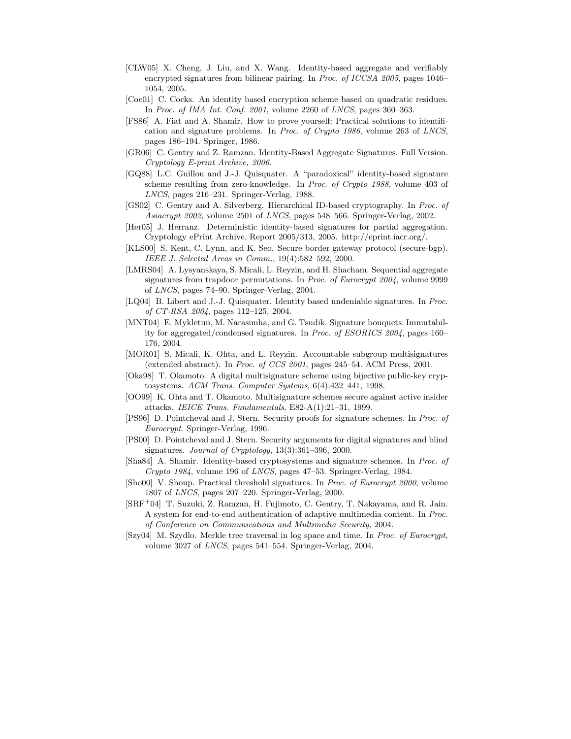[CLW05] X. Cheng, J. Liu, and X. Wang. Identity-based aggregate and verifiably encrypted signatures from bilinear pairing. In *Proc. of ICCSA 2005*, pages 1046–1054, 2005.

[Coc01] C. Cocks. An identity based encryption scheme based on quadratic residues. In *Proc. of IMA Int. Conf. 2001*, volume 2260 of *LNCS*, pages 360–363.

[FS86] A. Fiat and A. Shamir. How to prove yourself: Practical solutions to identification and signature problems. In *Proc. of Crypto 1986*, volume 263 of *LNCS*, pages 186–194. Springer, 1986.

[GR06] C. Gentry and Z. Ramzan. Identity-Based Aggregate Signatures. Full Version. *Cryptology E-print Archive, 2006.*

[GQ88] L.C. Guillou and J.-J. Quisquater. A "paradoxical" identity-based signature scheme resulting from zero-knowledge. In *Proc. of Crypto 1988*, volume 403 of *LNCS*, pages 216–231. Springer-Verlag, 1988.

[GS02] C. Gentry and A. Silverberg. Hierarchical ID-based cryptography. In *Proc. of Asiacrypt 2002*, volume 2501 of *LNCS*, pages 548–566. Springer-Verlag, 2002.

[Her05] J. Herranz. Deterministic identity-based signatures for partial aggregation. Cryptology ePrint Archive, Report 2005/313, 2005. http://eprint.iacr.org/.

[KLS00] S. Kent, C. Lynn, and K. Seo. Secure border gateway protocol (secure-bgp). *IEEE J. Selected Areas in Comm.*, 19(4):582–592, 2000.

[LMRS04] A. Lysyanskaya, S. Micali, L. Reyzin, and H. Shacham. Sequential aggregate signatures from trapdoor permutations. In *Proc. of Eurocrypt 2004*, volume 9999 of *LNCS*, pages 74–90. Springer-Verlag, 2004.

[LQ04] B. Libert and J.-J. Quisquater. Identity based undeniable signatures. In *Proc. of CT-RSA 2004*, pages 112–125, 2004.

[MNT04] E. Mykletun, M. Narasimha, and G. Tsudik. Signature bouquets: Immutability for aggregated/condensed signatures. In *Proc. of ESORICS 2004*, pages 160–176, 2004.

[MOR01] S. Micali, K. Ohta, and L. Reyzin. Accountable subgroup multisignatures (extended abstract). In *Proc. of CCS 2001*, pages 245–54. ACM Press, 2001.

[Oka98] T. Okamoto. A digital multisignature scheme using bijective public-key cryptosystems. *ACM Trans. Computer Systems*, 6(4):432–441, 1998.

[OO99] K. Ohta and T. Okamoto. Multisignature schemes secure against active insider attacks. *IEICE Trans. Fundamentals*, E82-A(1):21–31, 1999.

[PS96] D. Pointcheval and J. Stern. Security proofs for signature schemes. In *Proc. of Eurocrypt*. Springer-Verlag, 1996.

[PS00] D. Pointcheval and J. Stern. Security arguments for digital signatures and blind signatures. *Journal of Cryptology*, 13(3):361–396, 2000.

[Sha84] A. Shamir. Identity-based cryptosystems and signature schemes. In *Proc. of Crypto 1984*, volume 196 of *LNCS*, pages 47–53. Springer-Verlag, 1984.

[Sho00] V. Shoup. Practical threshold signatures. In *Proc. of Eurocrypt 2000*, volume 1807 of *LNCS*, pages 207–220. Springer-Verlag, 2000.

[SRF+04] T. Suzuki, Z. Ramzan, H. Fujimoto, C. Gentry, T. Nakayama, and R. Jain. A system for end-to-end authentication of adaptive multimedia content. In *Proc. of Conference on Communications and Multimedia Security*, 2004.

[Szy04] M. Szydlo. Merkle tree traversal in log space and time. In *Proc. of Eurocrypt*, volume 3027 of *LNCS*, pages 541–554. Springer-Verlag, 2004.